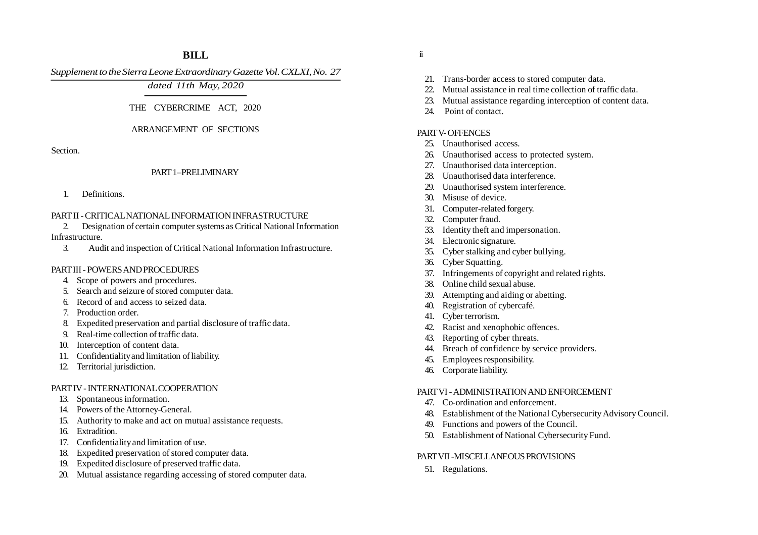# BILL

*Supplement to the Sierra Leone Extraordinary Gazette Vol. CXLXI, No. 27*

*dated 11th May, 2020*

## THE CYBERCRIME ACT, 2020

### ARRANGEMENT OF SECTIONS

Section.

#### PART 1–PRELIMINARY

1. Definitions.

#### PART II - CRITICAL NATIONAL INFORMATION INFRASTRUCTURE

2. Designation of certain computer systems as Critical National Information Infrastructure.
3. Audit and inspection of Critical National Information Infrastructure.

#### PART III - POWERS AND PROCEDURES

4. Scope of powers and procedures.
5. Search and seizure of stored computer data.
6. Record of and access to seized data.
7. Production order.
8. Expedited preservation and partial disclosure of traffic data.
9. Real-time collection of traffic data.
10. Interception of content data.
11. Confidentiality and limitation of liability.
12. Territorial jurisdiction.

#### PART IV - INTERNATIONAL COOPERATION

13. Spontaneous information.
14. Powers of the Attorney-General.
15. Authority to make and act on mutual assistance requests.
16. Extradition.
17. Confidentiality and limitation of use.
18. Expedited preservation of stored computer data.
19. Expedited disclosure of preserved traffic data.
20. Mutual assistance regarding accessing of stored computer data.
21. Trans-border access to stored computer data.
22. Mutual assistance in real time collection of traffic data.
23. Mutual assistance regarding interception of content data.
24. Point of contact.

#### PART V- OFFENCES

25. Unauthorised access.
26. Unauthorised access to protected system.
27. Unauthorised data interception.
28. Unauthorised data interference.
29. Unauthorised system interference.
30. Misuse of device.
31. Computer-related forgery.
32. Computer fraud.
33. Identity theft and impersonation.
34. Electronic signature.
35. Cyber stalking and cyber bullying.
36. Cyber Squatting.
37. Infringements of copyright and related rights.
38. Online child sexual abuse.
39. Attempting and aiding or abetting.
40. Registration of cybercafé.
41. Cyber terrorism.
42. Racist and xenophobic offences.
43. Reporting of cyber threats.
44. Breach of confidence by service providers.
45. Employees responsibility.
46. Corporate liability.

#### PART VI - ADMINISTRATION AND ENFORCEMENT

47. Co-ordination and enforcement.
48. Establishment of the National Cybersecurity Advisory Council.
49. Functions and powers of the Council.
50. Establishment of National Cybersecurity Fund.

#### PART VII -MISCELLANEOUS PROVISIONS

51. Regulations.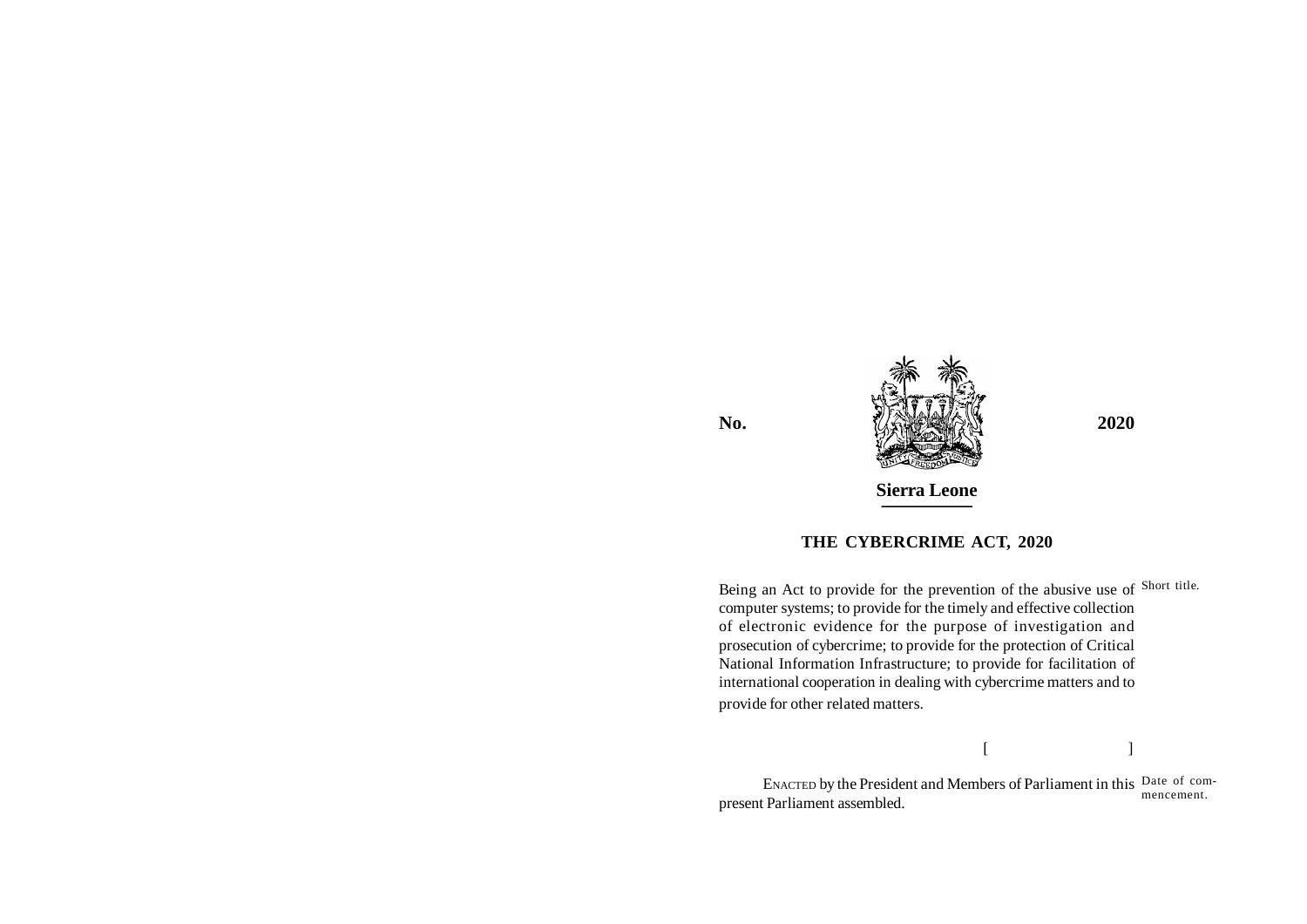**No.** **2020**

**Sierra Leone**

## THE CYBERCRIME ACT, 2020

Being an Act to provide for the prevention of the abusive use of computer systems; to provide for the timely and effective collection of electronic evidence for the purpose of investigation and prosecution of cybercrime; to provide for the protection of Critical National Information Infrastructure; to provide for facilitation of international cooperation in dealing with cybercrime matters and to provide for other related matters.

Short title.

[ ]

ENACTED by the President and Members of Parliament in this present Parliament assembled.

Date of commencement.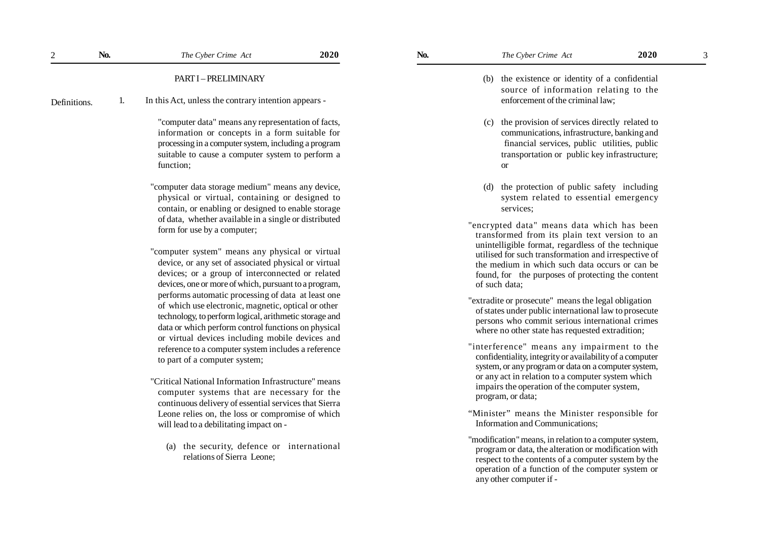## PART I – PRELIMINARY

**Definitions.**

1. In this Act, unless the contrary intention appears -

"computer data" means any representation of facts, information or concepts in a form suitable for processing in a computer system, including a program suitable to cause a computer system to perform a function;

"computer data storage medium" means any device, physical or virtual, containing or designed to contain, or enabling or designed to enable storage of data, whether available in a single or distributed form for use by a computer;

"computer system" means any physical or virtual device, or any set of associated physical or virtual devices; or a group of interconnected or related devices, one or more of which, pursuant to a program, performs automatic processing of data at least one of which use electronic, magnetic, optical or other technology, to perform logical, arithmetic storage and data or which perform control functions on physical or virtual devices including mobile devices and reference to a computer system includes a reference to part of a computer system;

"Critical National Information Infrastructure" means computer systems that are necessary for the continuous delivery of essential services that Sierra Leone relies on, the loss or compromise of which will lead to a debilitating impact on -

(a) the security, defence or international relations of Sierra Leone;

(b) the existence or identity of a confidential source of information relating to the enforcement of the criminal law;

(c) the provision of services directly related to communications, infrastructure, banking and financial services, public utilities, public transportation or public key infrastructure; or

(d) the protection of public safety including system related to essential emergency services;

"encrypted data" means data which has been transformed from its plain text version to an unintelligible format, regardless of the technique utilised for such transformation and irrespective of the medium in which such data occurs or can be found, for the purposes of protecting the content of such data;

"extradite or prosecute" means the legal obligation of states under public international law to prosecute persons who commit serious international crimes where no other state has requested extradition;

"interference" means any impairment to the confidentiality, integrity or availability of a computer system, or any program or data on a computer system, or any act in relation to a computer system which impairs the operation of the computer system, program, or data;

"Minister" means the Minister responsible for Information and Communications;

"modification" means, in relation to a computer system, program or data, the alteration or modification with respect to the contents of a computer system by the operation of a function of the computer system or any other computer if -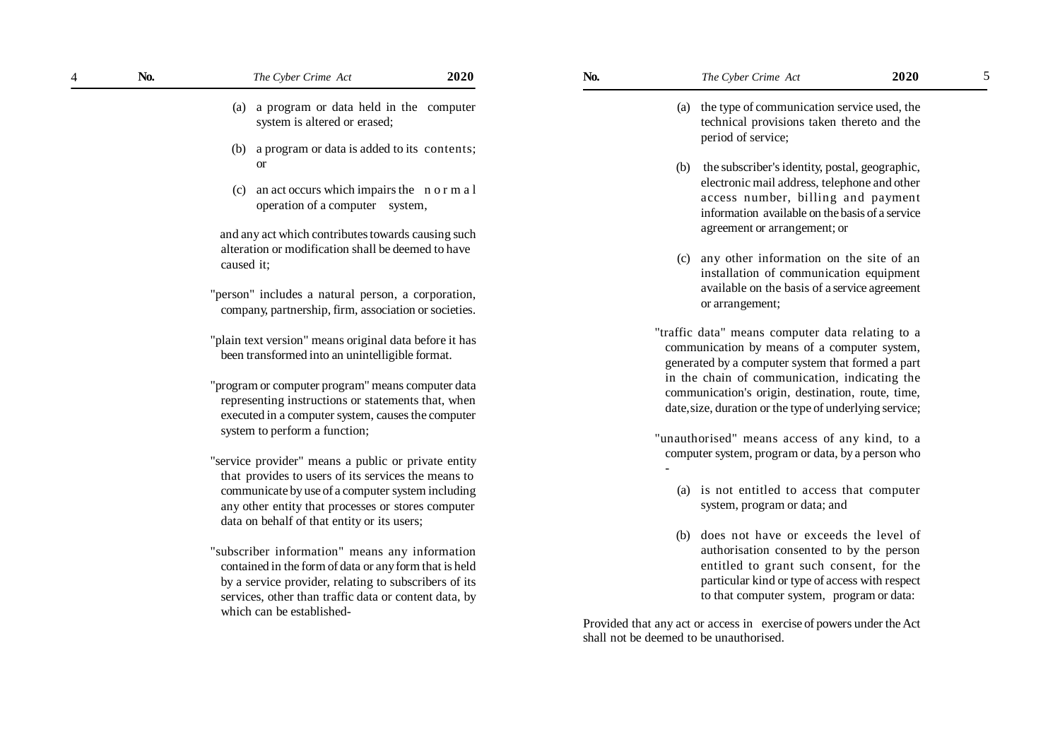(a) a program or data held in the computer system is altered or erased;

(b) a program or data is added to its contents; or

(c) an act occurs which impairs the normal operation of a computer system,

and any act which contributes towards causing such alteration or modification shall be deemed to have caused it;

"person" includes a natural person, a corporation, company, partnership, firm, association or societies.

"plain text version" means original data before it has been transformed into an unintelligible format.

"program or computer program" means computer data representing instructions or statements that, when executed in a computer system, causes the computer system to perform a function;

"service provider" means a public or private entity that provides to users of its services the means to communicate by use of a computer system including any other entity that processes or stores computer data on behalf of that entity or its users;

"subscriber information" means any information contained in the form of data or any form that is held by a service provider, relating to subscribers of its services, other than traffic data or content data, by which can be established-

(a) the type of communication service used, the technical provisions taken thereto and the period of service;

(b) the subscriber's identity, postal, geographic, electronic mail address, telephone and other access number, billing and payment information available on the basis of a service agreement or arrangement; or

(c) any other information on the site of an installation of communication equipment available on the basis of a service agreement or arrangement;

"traffic data" means computer data relating to a communication by means of a computer system, generated by a computer system that formed a part in the chain of communication, indicating the communication's origin, destination, route, time, date, size, duration or the type of underlying service;

"unauthorised" means access of any kind, to a computer system, program or data, by a person who -

(a) is not entitled to access that computer system, program or data; and

(b) does not have or exceeds the level of authorisation consented to by the person entitled to grant such consent, for the particular kind or type of access with respect to that computer system, program or data:

Provided that any act or access in exercise of powers under the Act shall not be deemed to be unauthorised.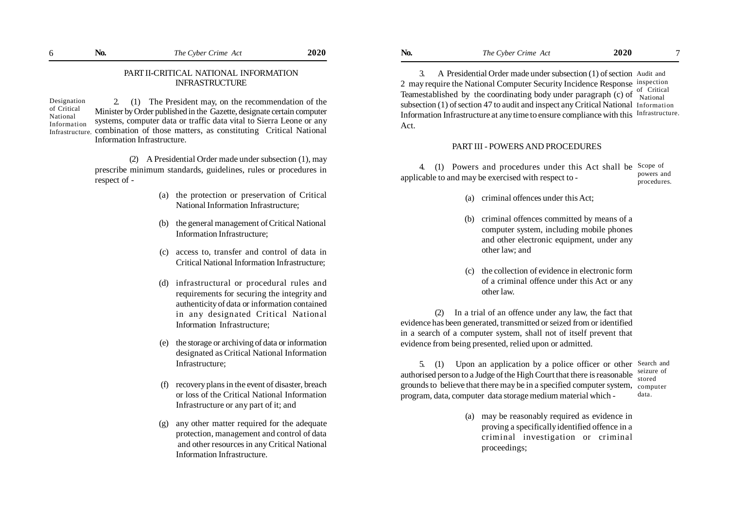## PART II-CRITICAL NATIONAL INFORMATION INFRASTRUCTURE

Designation of Critical National Information Infrastructure.

2. (1) The President may, on the recommendation of the Minister by Order published in the Gazette, designate certain computer systems, computer data or traffic data vital to Sierra Leone or any combination of those matters, as constituting Critical National Information Infrastructure.

(2) A Presidential Order made under subsection (1), may prescribe minimum standards, guidelines, rules or procedures in respect of -

(a) the protection or preservation of Critical National Information Infrastructure;

(b) the general management of Critical National Information Infrastructure;

(c) access to, transfer and control of data in Critical National Information Infrastructure;

(d) infrastructural or procedural rules and requirements for securing the integrity and authenticity of data or information contained in any designated Critical National Information Infrastructure;

(e) the storage or archiving of data or information designated as Critical National Information Infrastructure;

(f) recovery plans in the event of disaster, breach or loss of the Critical National Information Infrastructure or any part of it; and

(g) any other matter required for the adequate protection, management and control of data and other resources in any Critical National Information Infrastructure.

Audit and inspection of Critical National Information Infrastructure.

3. A Presidential Order made under subsection (1) of section 2 may require the National Computer Security Incidence Response Teamestablished by the coordinating body under paragraph (c) of subsection (1) of section 47 to audit and inspect any Critical National Information Infrastructure at any time to ensure compliance with this Act.

## PART III - POWERS AND PROCEDURES

Scope of powers and procedures.

4. (1) Powers and procedures under this Act shall be applicable to and may be exercised with respect to -

(a) criminal offences under this Act;

(b) criminal offences committed by means of a computer system, including mobile phones and other electronic equipment, under any other law; and

(c) the collection of evidence in electronic form of a criminal offence under this Act or any other law.

(2) In a trial of an offence under any law, the fact that evidence has been generated, transmitted or seized from or identified in a search of a computer system, shall not of itself prevent that evidence from being presented, relied upon or admitted.

Search and seizure of stored computer data.

5. (1) Upon an application by a police officer or other authorised person to a Judge of the High Court that there is reasonable grounds to believe that there may be in a specified computer system, program, data, computer data storage medium material which -

(a) may be reasonably required as evidence in proving a specifically identified offence in a criminal investigation or criminal proceedings;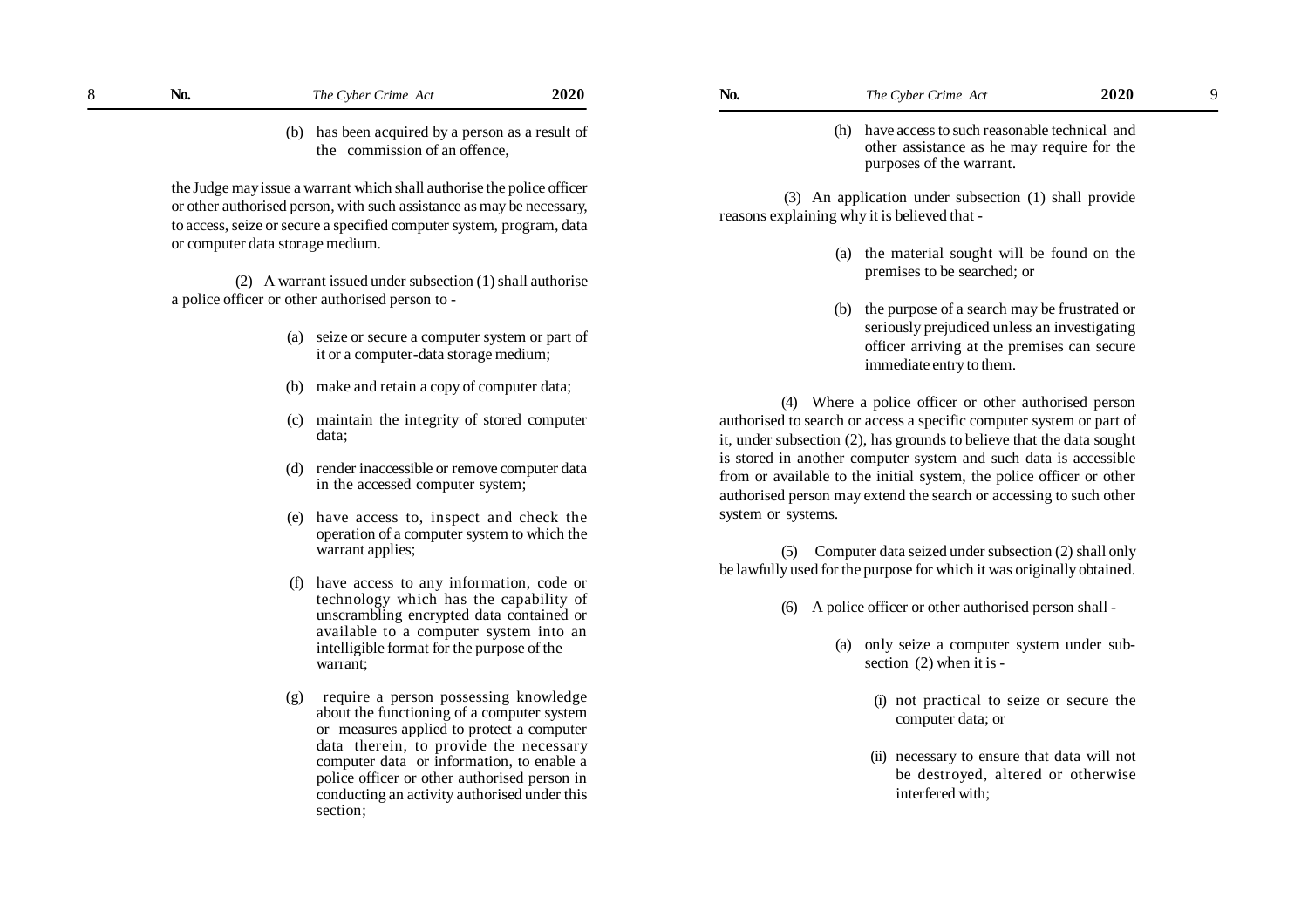(b) has been acquired by a person as a result of the commission of an offence,

the Judge may issue a warrant which shall authorise the police officer or other authorised person, with such assistance as may be necessary, to access, seize or secure a specified computer system, program, data or computer data storage medium.

(2) A warrant issued under subsection (1) shall authorise a police officer or other authorised person to -

(a) seize or secure a computer system or part of it or a computer-data storage medium;

(b) make and retain a copy of computer data;

(c) maintain the integrity of stored computer data;

(d) render inaccessible or remove computer data in the accessed computer system;

(e) have access to, inspect and check the operation of a computer system to which the warrant applies;

(f) have access to any information, code or technology which has the capability of unscrambling encrypted data contained or available to a computer system into an intelligible format for the purpose of the warrant;

(g) require a person possessing knowledge about the functioning of a computer system or measures applied to protect a computer data therein, to provide the necessary computer data or information, to enable a police officer or other authorised person in conducting an activity authorised under this section;

(h) have access to such reasonable technical and other assistance as he may require for the purposes of the warrant.

(3) An application under subsection (1) shall provide reasons explaining why it is believed that -

(a) the material sought will be found on the premises to be searched; or

(b) the purpose of a search may be frustrated or seriously prejudiced unless an investigating officer arriving at the premises can secure immediate entry to them.

(4) Where a police officer or other authorised person authorised to search or access a specific computer system or part of it, under subsection (2), has grounds to believe that the data sought is stored in another computer system and such data is accessible from or available to the initial system, the police officer or other authorised person may extend the search or accessing to such other system or systems.

(5) Computer data seized under subsection (2) shall only be lawfully used for the purpose for which it was originally obtained.

(6) A police officer or other authorised person shall -

(a) only seize a computer system under subsection (2) when it is -

(i) not practical to seize or secure the computer data; or

(ii) necessary to ensure that data will not be destroyed, altered or otherwise interfered with;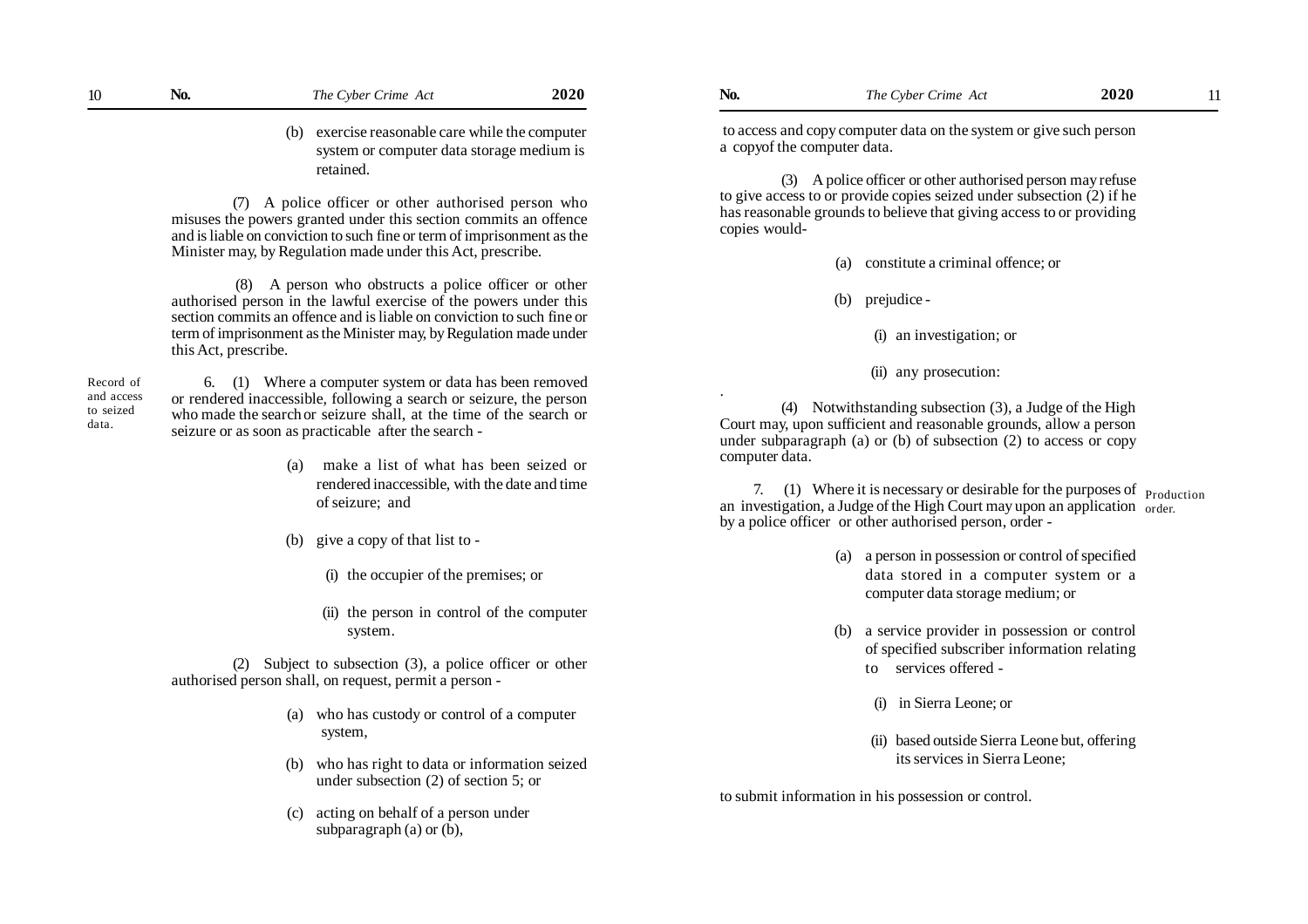(b) exercise reasonable care while the computer system or computer data storage medium is retained.

(7) A police officer or other authorised person who misuses the powers granted under this section commits an offence and is liable on conviction to such fine or term of imprisonment as the Minister may, by Regulation made under this Act, prescribe.

(8) A person who obstructs a police officer or other authorised person in the lawful exercise of the powers under this section commits an offence and is liable on conviction to such fine or term of imprisonment as the Minister may, by Regulation made under this Act, prescribe.

Record of and access to seized data.

6. (1) Where a computer system or data has been removed or rendered inaccessible, following a search or seizure, the person who made the search or seizure shall, at the time of the search or seizure or as soon as practicable after the search -

(a) make a list of what has been seized or rendered inaccessible, with the date and time of seizure; and

(b) give a copy of that list to -

(i) the occupier of the premises; or

(ii) the person in control of the computer system.

(2) Subject to subsection (3), a police officer or other authorised person shall, on request, permit a person -

(a) who has custody or control of a computer system,

(b) who has right to data or information seized under subsection (2) of section 5; or

(c) acting on behalf of a person under subparagraph (a) or (b),

to access and copy computer data on the system or give such person a copyof the computer data.

(3) A police officer or other authorised person may refuse to give access to or provide copies seized under subsection (2) if he has reasonable grounds to believe that giving access to or providing copies would-

(a) constitute a criminal offence; or

(b) prejudice -

(i) an investigation; or

(ii) any prosecution:

(4) Notwithstanding subsection (3), a Judge of the High Court may, upon sufficient and reasonable grounds, allow a person under subparagraph (a) or (b) of subsection (2) to access or copy computer data.

Production order.

7. (1) Where it is necessary or desirable for the purposes of an investigation, a Judge of the High Court may upon an application by a police officer or other authorised person, order -

(a) a person in possession or control of specified data stored in a computer system or a computer data storage medium; or

(b) a service provider in possession or control of specified subscriber information relating to services offered -

(i) in Sierra Leone; or

(ii) based outside Sierra Leone but, offering its services in Sierra Leone;

to submit information in his possession or control.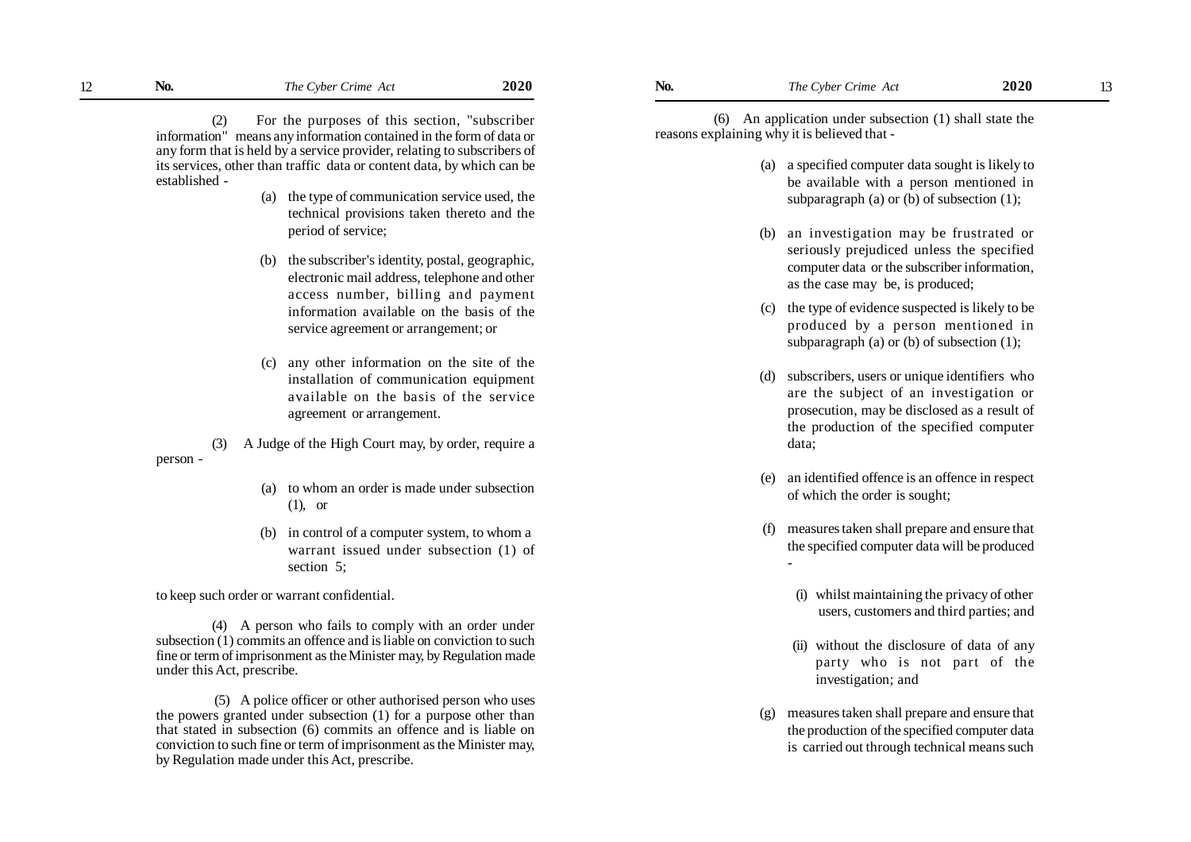(2) For the purposes of this section, "subscriber information" means any information contained in the form of data or any form that is held by a service provider, relating to subscribers of its services, other than traffic data or content data, by which can be established -

(a) the type of communication service used, the technical provisions taken thereto and the period of service;

(b) the subscriber's identity, postal, geographic, electronic mail address, telephone and other access number, billing and payment information available on the basis of the service agreement or arrangement; or

(c) any other information on the site of the installation of communication equipment available on the basis of the service agreement or arrangement.

(3) A Judge of the High Court may, by order, require a person -

(a) to whom an order is made under subsection (1), or

(b) in control of a computer system, to whom a warrant issued under subsection (1) of section 5;

to keep such order or warrant confidential.

(4) A person who fails to comply with an order under subsection (1) commits an offence and is liable on conviction to such fine or term of imprisonment as the Minister may, by Regulation made under this Act, prescribe.

(5) A police officer or other authorised person who uses the powers granted under subsection (1) for a purpose other than that stated in subsection (6) commits an offence and is liable on conviction to such fine or term of imprisonment as the Minister may, by Regulation made under this Act, prescribe.

(6) An application under subsection (1) shall state the reasons explaining why it is believed that -

(a) a specified computer data sought is likely to be available with a person mentioned in subparagraph (a) or (b) of subsection (1);

(b) an investigation may be frustrated or seriously prejudiced unless the specified computer data or the subscriber information, as the case may be, is produced;

(c) the type of evidence suspected is likely to be produced by a person mentioned in subparagraph (a) or (b) of subsection (1);

(d) subscribers, users or unique identifiers who are the subject of an investigation or prosecution, may be disclosed as a result of the production of the specified computer data;

(e) an identified offence is an offence in respect of which the order is sought;

(f) measures taken shall prepare and ensure that the specified computer data will be produced -

(i) whilst maintaining the privacy of other users, customers and third parties; and

(ii) without the disclosure of data of any party who is not part of the investigation; and

(g) measures taken shall prepare and ensure that the production of the specified computer data is carried out through technical means such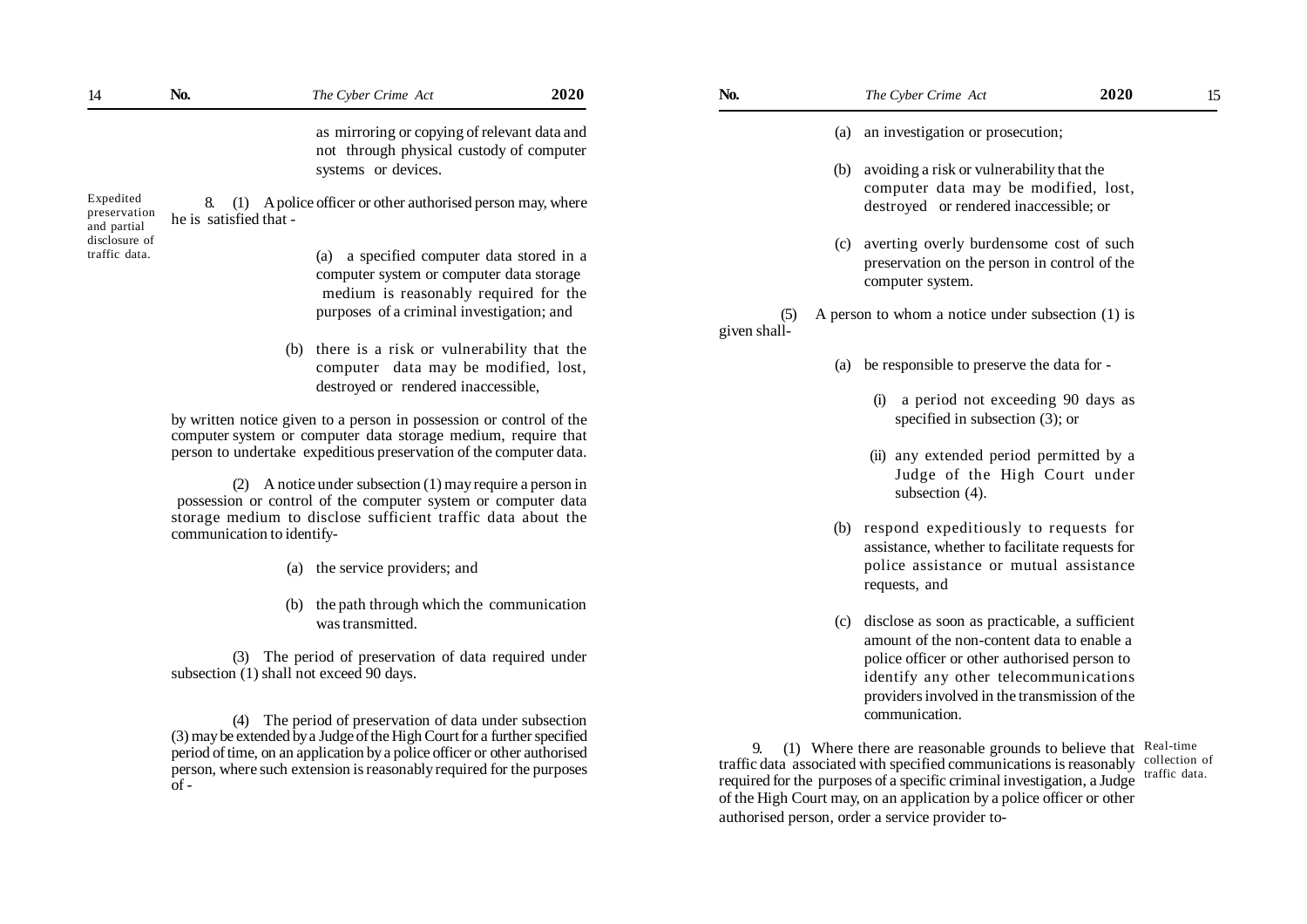as mirroring or copying of relevant data and not through physical custody of computer systems or devices.

**Expedited preservation and partial disclosure of traffic data.**

8. (1) A police officer or other authorised person may, where he is satisfied that -

(a) a specified computer data stored in a computer system or computer data storage medium is reasonably required for the purposes of a criminal investigation; and

(b) there is a risk or vulnerability that the computer data may be modified, lost, destroyed or rendered inaccessible,

by written notice given to a person in possession or control of the computer system or computer data storage medium, require that person to undertake expeditious preservation of the computer data.

(2) A notice under subsection (1) may require a person in possession or control of the computer system or computer data storage medium to disclose sufficient traffic data about the communication to identify-

(a) the service providers; and

(b) the path through which the communication was transmitted.

(3) The period of preservation of data required under subsection (1) shall not exceed 90 days.

(4) The period of preservation of data under subsection (3) may be extended by a Judge of the High Court for a further specified period of time, on an application by a police officer or other authorised person, where such extension is reasonably required for the purposes of -

(a) an investigation or prosecution;

(b) avoiding a risk or vulnerability that the computer data may be modified, lost, destroyed or rendered inaccessible; or

(c) averting overly burdensome cost of such preservation on the person in control of the computer system.

(5) A person to whom a notice under subsection (1) is given shall-

(a) be responsible to preserve the data for -

(i) a period not exceeding 90 days as specified in subsection (3); or

(ii) any extended period permitted by a Judge of the High Court under subsection (4).

(b) respond expeditiously to requests for assistance, whether to facilitate requests for police assistance or mutual assistance requests, and

(c) disclose as soon as practicable, a sufficient amount of the non-content data to enable a police officer or other authorised person to identify any other telecommunications providers involved in the transmission of the communication.

**Real-time collection of traffic data.**

9. (1) Where there are reasonable grounds to believe that traffic data associated with specified communications is reasonably required for the purposes of a specific criminal investigation, a Judge of the High Court may, on an application by a police officer or other authorised person, order a service provider to-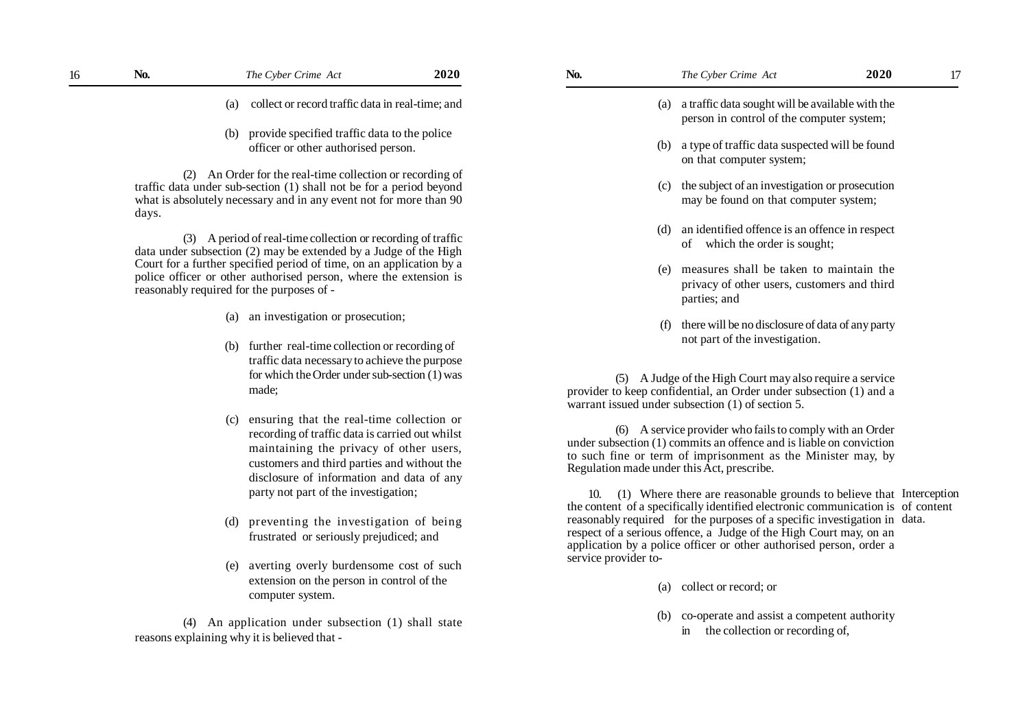(a) collect or record traffic data in real-time; and

(b) provide specified traffic data to the police officer or other authorised person.

(2) An Order for the real-time collection or recording of traffic data under sub-section (1) shall not be for a period beyond what is absolutely necessary and in any event not for more than 90 days.

(3) A period of real-time collection or recording of traffic data under subsection (2) may be extended by a Judge of the High Court for a further specified period of time, on an application by a police officer or other authorised person, where the extension is reasonably required for the purposes of -

(a) an investigation or prosecution;

(b) further real-time collection or recording of traffic data necessary to achieve the purpose for which the Order under sub-section (1) was made;

(c) ensuring that the real-time collection or recording of traffic data is carried out whilst maintaining the privacy of other users, customers and third parties and without the disclosure of information and data of any party not part of the investigation;

(d) preventing the investigation of being frustrated or seriously prejudiced; and

(e) averting overly burdensome cost of such extension on the person in control of the computer system.

(4) An application under subsection (1) shall state reasons explaining why it is believed that -

(a) a traffic data sought will be available with the person in control of the computer system;

(b) a type of traffic data suspected will be found on that computer system;

(c) the subject of an investigation or prosecution may be found on that computer system;

(d) an identified offence is an offence in respect of which the order is sought;

(e) measures shall be taken to maintain the privacy of other users, customers and third parties; and

(f) there will be no disclosure of data of any party not part of the investigation.

(5) A Judge of the High Court may also require a service provider to keep confidential, an Order under subsection (1) and a warrant issued under subsection (1) of section 5.

(6) A service provider who fails to comply with an Order under subsection (1) commits an offence and is liable on conviction to such fine or term of imprisonment as the Minister may, by Regulation made under this Act, prescribe.

**Interception of content data.**

10. (1) Where there are reasonable grounds to believe that the content of a specifically identified electronic communication is reasonably required for the purposes of a specific investigation in respect of a serious offence, a Judge of the High Court may, on an application by a police officer or other authorised person, order a service provider to-

(a) collect or record; or

(b) co-operate and assist a competent authority in the collection or recording of,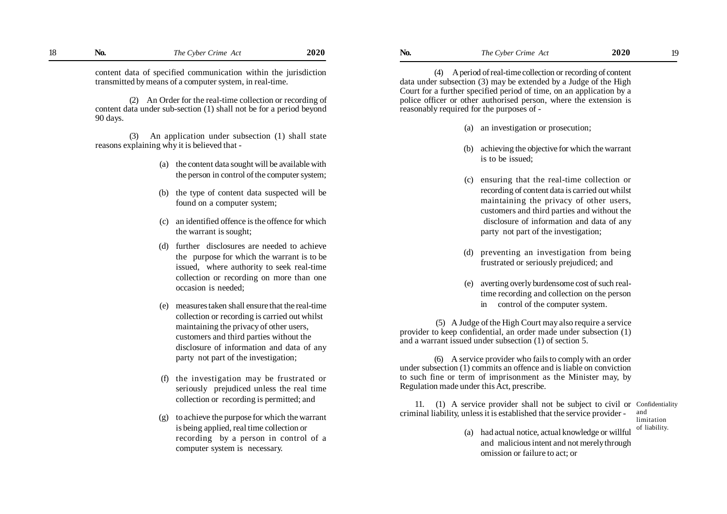content data of specified communication within the jurisdiction transmitted by means of a computer system, in real-time.

(2) An Order for the real-time collection or recording of content data under sub-section (1) shall not be for a period beyond 90 days.

(3) An application under subsection (1) shall state reasons explaining why it is believed that -

(a) the content data sought will be available with the person in control of the computer system;

(b) the type of content data suspected will be found on a computer system;

(c) an identified offence is the offence for which the warrant is sought;

(d) further disclosures are needed to achieve the purpose for which the warrant is to be issued, where authority to seek real-time collection or recording on more than one occasion is needed;

(e) measures taken shall ensure that the real-time collection or recording is carried out whilst maintaining the privacy of other users, customers and third parties without the disclosure of information and data of any party not part of the investigation;

(f) the investigation may be frustrated or seriously prejudiced unless the real time collection or recording is permitted; and

(g) to achieve the purpose for which the warrant is being applied, real time collection or recording by a person in control of a computer system is necessary.

(4) A period of real-time collection or recording of content data under subsection (3) may be extended by a Judge of the High Court for a further specified period of time, on an application by a police officer or other authorised person, where the extension is reasonably required for the purposes of -

(a) an investigation or prosecution;

(b) achieving the objective for which the warrant is to be issued;

(c) ensuring that the real-time collection or recording of content data is carried out whilst maintaining the privacy of other users, customers and third parties and without the disclosure of information and data of any party not part of the investigation;

(d) preventing an investigation from being frustrated or seriously prejudiced; and

(e) averting overly burdensome cost of such real-time recording and collection on the person in control of the computer system.

(5) A Judge of the High Court may also require a service provider to keep confidential, an order made under subsection (1) and a warrant issued under subsection (1) of section 5.

(6) A service provider who fails to comply with an order under subsection (1) commits an offence and is liable on conviction to such fine or term of imprisonment as the Minister may, by Regulation made under this Act, prescribe.

Confidentiality and limitation of liability.

11. (1) A service provider shall not be subject to civil or criminal liability, unless it is established that the service provider -

(a) had actual notice, actual knowledge or willful and malicious intent and not merely through omission or failure to act; or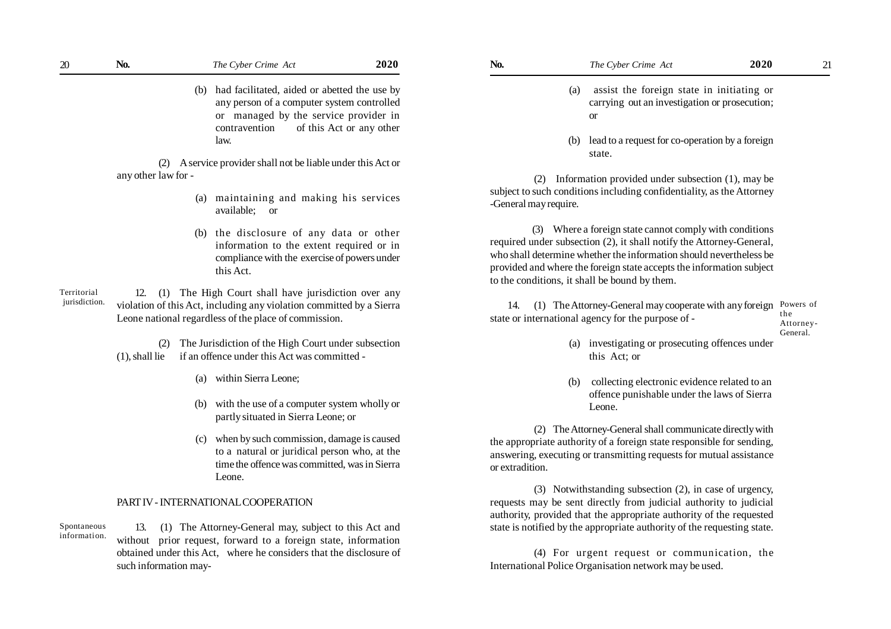(b) had facilitated, aided or abetted the use by any person of a computer system controlled or managed by the service provider in contravention of this Act or any other law.

(2) A service provider shall not be liable under this Act or any other law for -

(a) maintaining and making his services available; or

(b) the disclosure of any data or other information to the extent required or in compliance with the exercise of powers under this Act.

Territorial jurisdiction.

12. (1) The High Court shall have jurisdiction over any violation of this Act, including any violation committed by a Sierra Leone national regardless of the place of commission.

(2) The Jurisdiction of the High Court under subsection (1), shall lie if an offence under this Act was committed -

(a) within Sierra Leone;

(b) with the use of a computer system wholly or partly situated in Sierra Leone; or

(c) when by such commission, damage is caused to a natural or juridical person who, at the time the offence was committed, was in Sierra Leone.

## PART IV - INTERNATIONAL COOPERATION

Spontaneous information.

13. (1) The Attorney-General may, subject to this Act and without prior request, forward to a foreign state, information obtained under this Act, where he considers that the disclosure of such information may-

(a) assist the foreign state in initiating or carrying out an investigation or prosecution; or

(b) lead to a request for co-operation by a foreign state.

(2) Information provided under subsection (1), may be subject to such conditions including confidentiality, as the Attorney -General may require.

(3) Where a foreign state cannot comply with conditions required under subsection (2), it shall notify the Attorney-General, who shall determine whether the information should nevertheless be provided and where the foreign state accepts the information subject to the conditions, it shall be bound by them.

Powers of the Attorney-General.

14. (1) The Attorney-General may cooperate with any foreign state or international agency for the purpose of -

(a) investigating or prosecuting offences under this Act; or

(b) collecting electronic evidence related to an offence punishable under the laws of Sierra Leone.

(2) The Attorney-General shall communicate directly with the appropriate authority of a foreign state responsible for sending, answering, executing or transmitting requests for mutual assistance or extradition.

(3) Notwithstanding subsection (2), in case of urgency, requests may be sent directly from judicial authority to judicial authority, provided that the appropriate authority of the requested state is notified by the appropriate authority of the requesting state.

(4) For urgent request or communication, the International Police Organisation network may be used.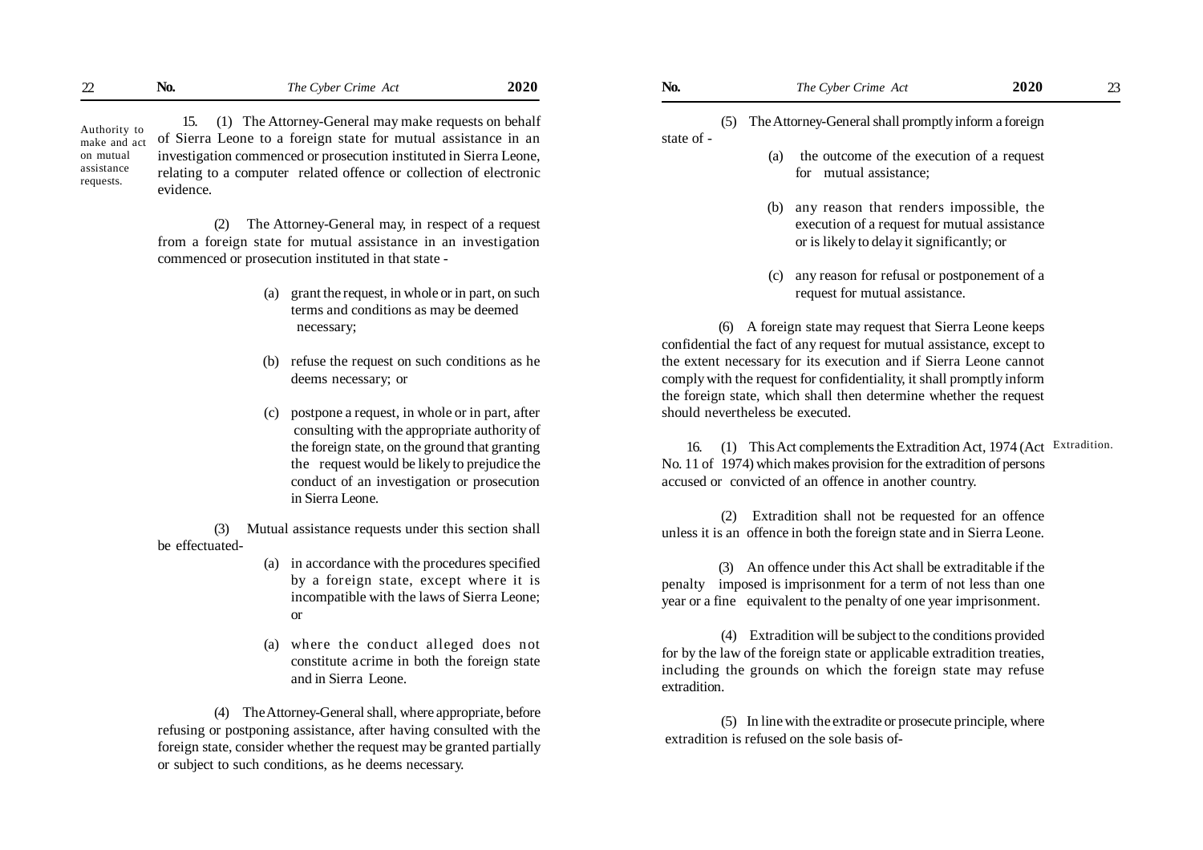**Authority to make and act on mutual assistance requests.**

15. (1) The Attorney-General may make requests on behalf of Sierra Leone to a foreign state for mutual assistance in an investigation commenced or prosecution instituted in Sierra Leone, relating to a computer related offence or collection of electronic evidence.

(2) The Attorney-General may, in respect of a request from a foreign state for mutual assistance in an investigation commenced or prosecution instituted in that state -

(a) grant the request, in whole or in part, on such terms and conditions as may be deemed necessary;

(b) refuse the request on such conditions as he deems necessary; or

(c) postpone a request, in whole or in part, after consulting with the appropriate authority of the foreign state, on the ground that granting the request would be likely to prejudice the conduct of an investigation or prosecution in Sierra Leone.

(3) Mutual assistance requests under this section shall be effectuated-

(a) in accordance with the procedures specified by a foreign state, except where it is incompatible with the laws of Sierra Leone; or

(a) where the conduct alleged does not constitute a crime in both the foreign state and in Sierra Leone.

(4) The Attorney-General shall, where appropriate, before refusing or postponing assistance, after having consulted with the foreign state, consider whether the request may be granted partially or subject to such conditions, as he deems necessary.

(5) The Attorney-General shall promptly inform a foreign state of -

(a) the outcome of the execution of a request for mutual assistance;

(b) any reason that renders impossible, the execution of a request for mutual assistance or is likely to delay it significantly; or

(c) any reason for refusal or postponement of a request for mutual assistance.

(6) A foreign state may request that Sierra Leone keeps confidential the fact of any request for mutual assistance, except to the extent necessary for its execution and if Sierra Leone cannot comply with the request for confidentiality, it shall promptly inform the foreign state, which shall then determine whether the request should nevertheless be executed.

**Extradition.**

16. (1) This Act complements the Extradition Act, 1974 (Act No. 11 of 1974) which makes provision for the extradition of persons accused or convicted of an offence in another country.

(2) Extradition shall not be requested for an offence unless it is an offence in both the foreign state and in Sierra Leone.

(3) An offence under this Act shall be extraditable if the penalty imposed is imprisonment for a term of not less than one year or a fine equivalent to the penalty of one year imprisonment.

(4) Extradition will be subject to the conditions provided for by the law of the foreign state or applicable extradition treaties, including the grounds on which the foreign state may refuse extradition.

(5) In line with the extradite or prosecute principle, where extradition is refused on the sole basis of-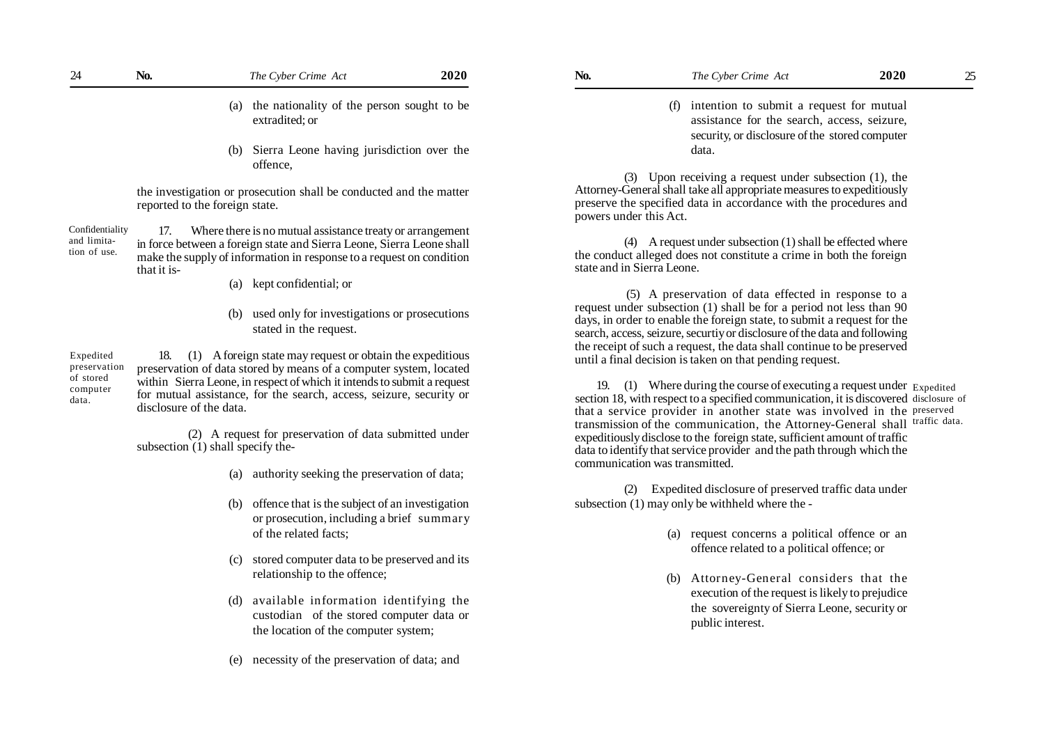(a) the nationality of the person sought to be extradited; or

(b) Sierra Leone having jurisdiction over the offence,

the investigation or prosecution shall be conducted and the matter reported to the foreign state.

Confidentiality and limitation of use.

17. Where there is no mutual assistance treaty or arrangement in force between a foreign state and Sierra Leone, Sierra Leone shall make the supply of information in response to a request on condition that it is-

(a) kept confidential; or

(b) used only for investigations or prosecutions stated in the request.

Expedited preservation of stored computer data.

18. (1) A foreign state may request or obtain the expeditious preservation of data stored by means of a computer system, located within Sierra Leone, in respect of which it intends to submit a request for mutual assistance, for the search, access, seizure, security or disclosure of the data.

(2) A request for preservation of data submitted under subsection (1) shall specify the-

(a) authority seeking the preservation of data;

(b) offence that is the subject of an investigation or prosecution, including a brief summary of the related facts;

(c) stored computer data to be preserved and its relationship to the offence;

(d) available information identifying the custodian of the stored computer data or the location of the computer system;

(e) necessity of the preservation of data; and

(f) intention to submit a request for mutual assistance for the search, access, seizure, security, or disclosure of the stored computer data.

(3) Upon receiving a request under subsection (1), the Attorney-General shall take all appropriate measures to expeditiously preserve the specified data in accordance with the procedures and powers under this Act.

(4) A request under subsection (1) shall be effected where the conduct alleged does not constitute a crime in both the foreign state and in Sierra Leone.

(5) A preservation of data effected in response to a request under subsection (1) shall be for a period not less than 90 days, in order to enable the foreign state, to submit a request for the search, access, seizure, securtiy or disclosure of the data and following the receipt of such a request, the data shall continue to be preserved until a final decision is taken on that pending request.

Expedited disclosure of preserved traffic data.

19. (1) Where during the course of executing a request under section 18, with respect to a specified communication, it is discovered that a service provider in another state was involved in the transmission of the communication, the Attorney-General shall expeditiously disclose to the foreign state, sufficient amount of traffic data to identify that service provider and the path through which the communication was transmitted.

(2) Expedited disclosure of preserved traffic data under subsection (1) may only be withheld where the -

(a) request concerns a political offence or an offence related to a political offence; or

(b) Attorney-General considers that the execution of the request is likely to prejudice the sovereignty of Sierra Leone, security or public interest.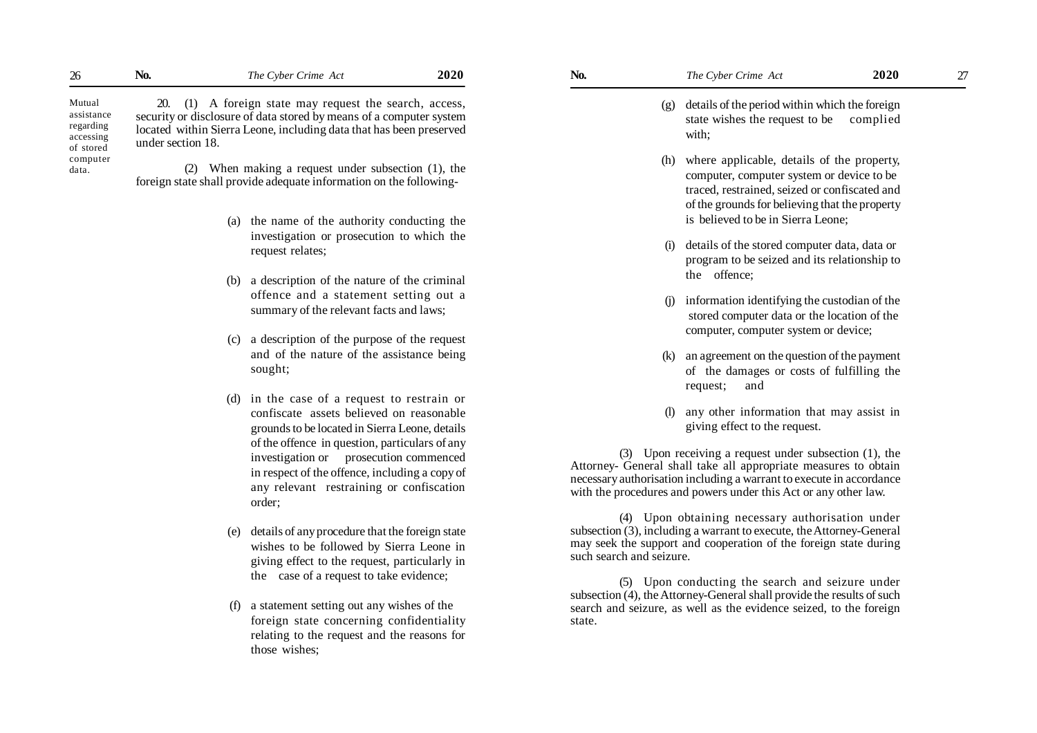Mutual assistance regarding accessing of stored computer data.

20. (1) A foreign state may request the search, access, security or disclosure of data stored by means of a computer system located within Sierra Leone, including data that has been preserved under section 18.

(2) When making a request under subsection (1), the foreign state shall provide adequate information on the following-

(a) the name of the authority conducting the investigation or prosecution to which the request relates;

(b) a description of the nature of the criminal offence and a statement setting out a summary of the relevant facts and laws;

(c) a description of the purpose of the request and of the nature of the assistance being sought;

(d) in the case of a request to restrain or confiscate assets believed on reasonable grounds to be located in Sierra Leone, details of the offence in question, particulars of any investigation or prosecution commenced in respect of the offence, including a copy of any relevant restraining or confiscation order;

(e) details of any procedure that the foreign state wishes to be followed by Sierra Leone in giving effect to the request, particularly in the case of a request to take evidence;

(f) a statement setting out any wishes of the foreign state concerning confidentiality relating to the request and the reasons for those wishes;

(g) details of the period within which the foreign state wishes the request to be complied with;

(h) where applicable, details of the property, computer, computer system or device to be traced, restrained, seized or confiscated and of the grounds for believing that the property is believed to be in Sierra Leone;

(i) details of the stored computer data, data or program to be seized and its relationship to the offence;

(j) information identifying the custodian of the stored computer data or the location of the computer, computer system or device;

(k) an agreement on the question of the payment of the damages or costs of fulfilling the request; and

(l) any other information that may assist in giving effect to the request.

(3) Upon receiving a request under subsection (1), the Attorney- General shall take all appropriate measures to obtain necessary authorisation including a warrant to execute in accordance with the procedures and powers under this Act or any other law.

(4) Upon obtaining necessary authorisation under subsection (3), including a warrant to execute, the Attorney-General may seek the support and cooperation of the foreign state during such search and seizure.

(5) Upon conducting the search and seizure under subsection (4), the Attorney-General shall provide the results of such search and seizure, as well as the evidence seized, to the foreign state.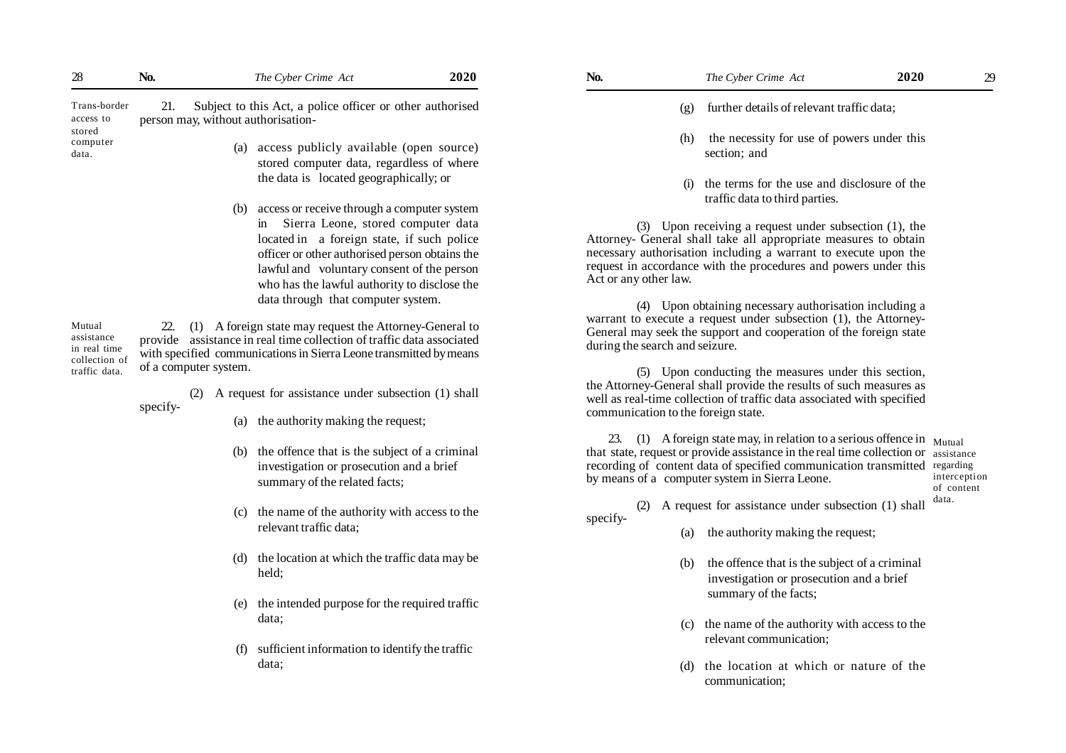**Trans-border access to stored computer data.**

21. Subject to this Act, a police officer or other authorised person may, without authorisation-

(a) access publicly available (open source) stored computer data, regardless of where the data is located geographically; or

(b) access or receive through a computer system in Sierra Leone, stored computer data located in a foreign state, if such police officer or other authorised person obtains the lawful and voluntary consent of the person who has the lawful authority to disclose the data through that computer system.

**Mutual assistance in real time collection of traffic data.**

22. (1) A foreign state may request the Attorney-General to provide assistance in real time collection of traffic data associated with specified communications in Sierra Leone transmitted by means of a computer system.

(2) A request for assistance under subsection (1) shall specify-

(a) the authority making the request;

(b) the offence that is the subject of a criminal investigation or prosecution and a brief summary of the related facts;

(c) the name of the authority with access to the relevant traffic data;

(d) the location at which the traffic data may be held;

(e) the intended purpose for the required traffic data;

(f) sufficient information to identify the traffic data;

(g) further details of relevant traffic data;

(h) the necessity for use of powers under this section; and

(i) the terms for the use and disclosure of the traffic data to third parties.

(3) Upon receiving a request under subsection (1), the Attorney- General shall take all appropriate measures to obtain necessary authorisation including a warrant to execute upon the request in accordance with the procedures and powers under this Act or any other law.

(4) Upon obtaining necessary authorisation including a warrant to execute a request under subsection (1), the Attorney-General may seek the support and cooperation of the foreign state during the search and seizure.

(5) Upon conducting the measures under this section, the Attorney-General shall provide the results of such measures as well as real-time collection of traffic data associated with specified communication to the foreign state.

**Mutual assistance regarding interception of content data.**

23. (1) A foreign state may, in relation to a serious offence in that state, request or provide assistance in the real time collection or recording of content data of specified communication transmitted by means of a computer system in Sierra Leone.

(2) A request for assistance under subsection (1) shall specify-

(a) the authority making the request;

(b) the offence that is the subject of a criminal investigation or prosecution and a brief summary of the facts;

(c) the name of the authority with access to the relevant communication;

(d) the location at which or nature of the communication;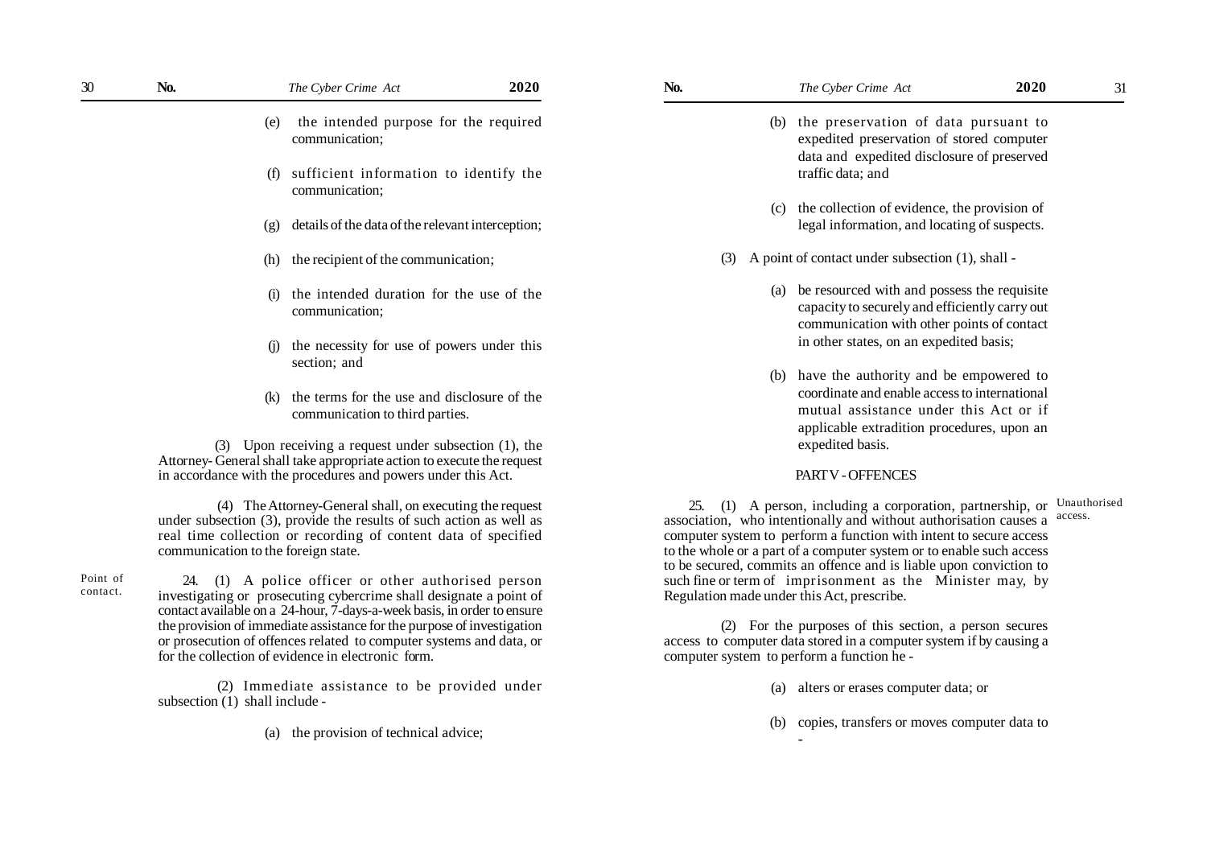(e) the intended purpose for the required communication;

(f) sufficient information to identify the communication;

(g) details of the data of the relevant interception;

(h) the recipient of the communication;

(i) the intended duration for the use of the communication;

(j) the necessity for use of powers under this section; and

(k) the terms for the use and disclosure of the communication to third parties.

(3) Upon receiving a request under subsection (1), the Attorney- General shall take appropriate action to execute the request in accordance with the procedures and powers under this Act.

(4) The Attorney-General shall, on executing the request under subsection (3), provide the results of such action as well as real time collection or recording of content data of specified communication to the foreign state.

Point of contact.

24. (1) A police officer or other authorised person investigating or prosecuting cybercrime shall designate a point of contact available on a 24-hour, 7-days-a-week basis, in order to ensure the provision of immediate assistance for the purpose of investigation or prosecution of offences related to computer systems and data, or for the collection of evidence in electronic form.

(2) Immediate assistance to be provided under subsection (1) shall include -

(a) the provision of technical advice;

(b) the preservation of data pursuant to expedited preservation of stored computer data and expedited disclosure of preserved traffic data; and

(c) the collection of evidence, the provision of legal information, and locating of suspects.

(3) A point of contact under subsection (1), shall -

(a) be resourced with and possess the requisite capacity to securely and efficiently carry out communication with other points of contact in other states, on an expedited basis;

(b) have the authority and be empowered to coordinate and enable access to international mutual assistance under this Act or if applicable extradition procedures, upon an expedited basis.

## PART V - OFFENCES

Unauthorised access.

25. (1) A person, including a corporation, partnership, or association, who intentionally and without authorisation causes a computer system to perform a function with intent to secure access to the whole or a part of a computer system or to enable such access to be secured, commits an offence and is liable upon conviction to such fine or term of imprisonment as the Minister may, by Regulation made under this Act, prescribe.

(2) For the purposes of this section, a person secures access to computer data stored in a computer system if by causing a computer system to perform a function he -

(a) alters or erases computer data; or

(b) copies, transfers or moves computer data to -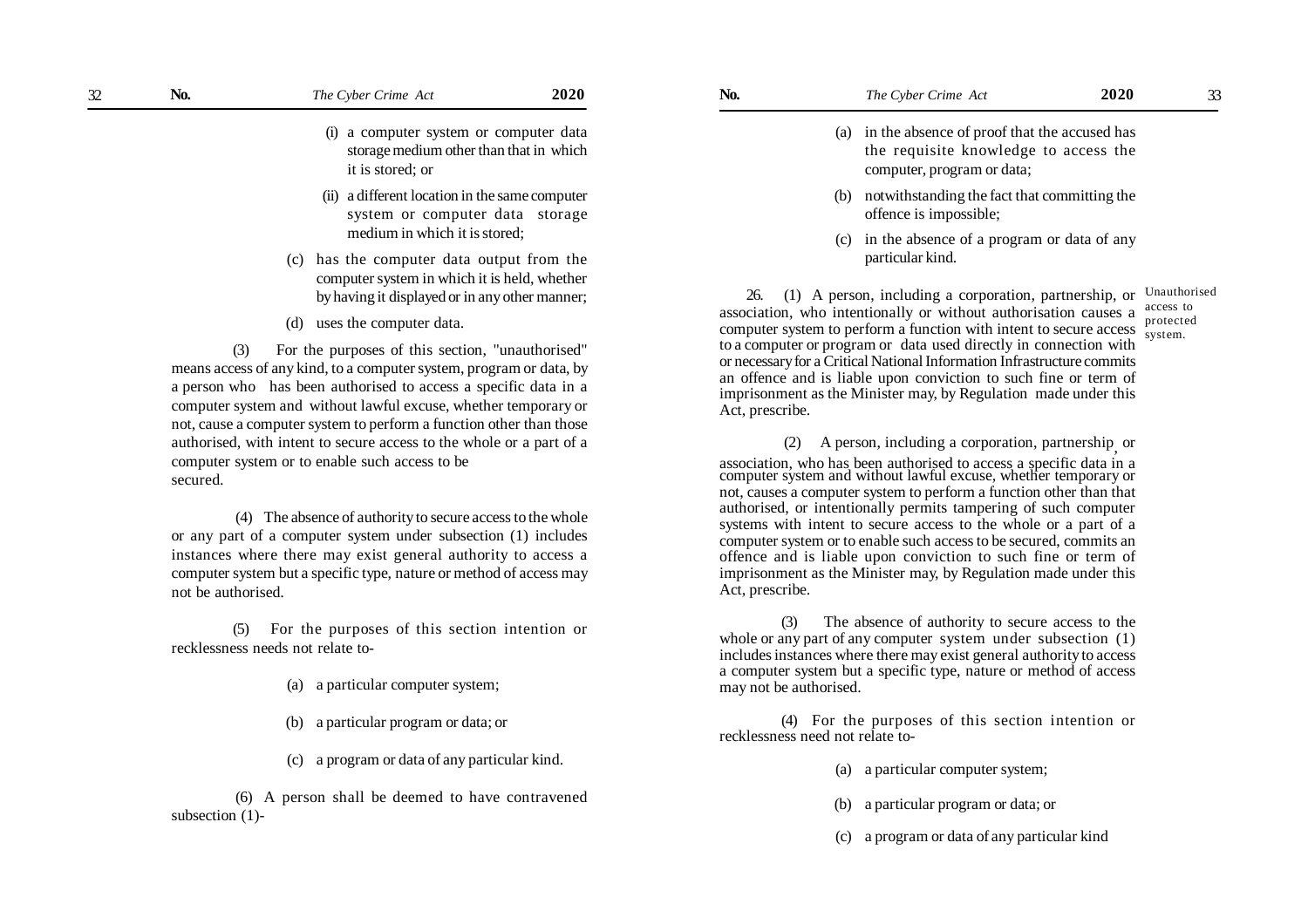(i) a computer system or computer data storage medium other than that in which it is stored; or

(ii) a different location in the same computer system or computer data storage medium in which it is stored;

(c) has the computer data output from the computer system in which it is held, whether by having it displayed or in any other manner;

(d) uses the computer data.

(3) For the purposes of this section, "unauthorised" means access of any kind, to a computer system, program or data, by a person who has been authorised to access a specific data in a computer system and without lawful excuse, whether temporary or not, cause a computer system to perform a function other than those authorised, with intent to secure access to the whole or a part of a computer system or to enable such access to be secured.

(4) The absence of authority to secure access to the whole or any part of a computer system under subsection (1) includes instances where there may exist general authority to access a computer system but a specific type, nature or method of access may not be authorised.

(5) For the purposes of this section intention or recklessness needs not relate to-

(a) a particular computer system;

(b) a particular program or data; or

(c) a program or data of any particular kind.

(6) A person shall be deemed to have contravened subsection (1)-

(a) in the absence of proof that the accused has the requisite knowledge to access the computer, program or data;

(b) notwithstanding the fact that committing the offence is impossible;

(c) in the absence of a program or data of any particular kind.

**Unauthorised access to protected system.**

26. (1) A person, including a corporation, partnership, or association, who intentionally or without authorisation causes a computer system to perform a function with intent to secure access to a computer or program or data used directly in connection with or necessary for a Critical National Information Infrastructure commits an offence and is liable upon conviction to such fine or term of imprisonment as the Minister may, by Regulation made under this Act, prescribe.

(2) A person, including a corporation, partnership, or association, who has been authorised to access a specific data in a computer system and without lawful excuse, whether temporary or not, causes a computer system to perform a function other than that authorised, or intentionally permits tampering of such computer systems with intent to secure access to the whole or a part of a computer system or to enable such access to be secured, commits an offence and is liable upon conviction to such fine or term of imprisonment as the Minister may, by Regulation made under this Act, prescribe.

(3) The absence of authority to secure access to the whole or any part of any computer system under subsection (1) includes instances where there may exist general authority to access a computer system but a specific type, nature or method of access may not be authorised.

(4) For the purposes of this section intention or recklessness need not relate to-

(a) a particular computer system;

(b) a particular program or data; or

(c) a program or data of any particular kind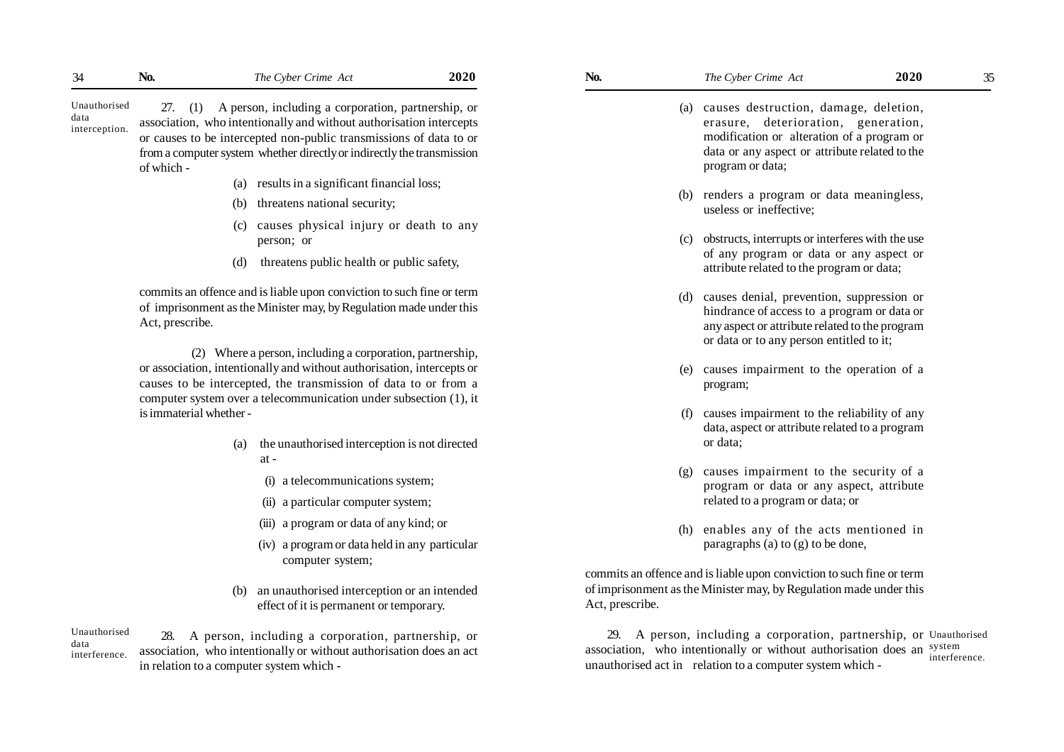**Unauthorised data interception.**

27. (1) A person, including a corporation, partnership, or association, who intentionally and without authorisation intercepts or causes to be intercepted non-public transmissions of data to or from a computer system whether directly or indirectly the transmission of which -

(a) results in a significant financial loss;

(b) threatens national security;

(c) causes physical injury or death to any person; or

(d) threatens public health or public safety,

commits an offence and is liable upon conviction to such fine or term of imprisonment as the Minister may, by Regulation made under this Act, prescribe.

(2) Where a person, including a corporation, partnership, or association, intentionally and without authorisation, intercepts or causes to be intercepted, the transmission of data to or from a computer system over a telecommunication under subsection (1), it is immaterial whether -

(a) the unauthorised interception is not directed at -

(i) a telecommunications system;

(ii) a particular computer system;

(iii) a program or data of any kind; or

(iv) a program or data held in any particular computer system;

(b) an unauthorised interception or an intended effect of it is permanent or temporary.

**Unauthorised data interference.**

28. A person, including a corporation, partnership, or association, who intentionally or without authorisation does an act in relation to a computer system which -

(a) causes destruction, damage, deletion, erasure, deterioration, generation, modification or alteration of a program or data or any aspect or attribute related to the program or data;

(b) renders a program or data meaningless, useless or ineffective;

(c) obstructs, interrupts or interferes with the use of any program or data or any aspect or attribute related to the program or data;

(d) causes denial, prevention, suppression or hindrance of access to a program or data or any aspect or attribute related to the program or data or to any person entitled to it;

(e) causes impairment to the operation of a program;

(f) causes impairment to the reliability of any data, aspect or attribute related to a program or data;

(g) causes impairment to the security of a program or data or any aspect, attribute related to a program or data; or

(h) enables any of the acts mentioned in paragraphs (a) to (g) to be done,

commits an offence and is liable upon conviction to such fine or term of imprisonment as the Minister may, by Regulation made under this Act, prescribe.

**Unauthorised system interference.**

29. A person, including a corporation, partnership, or association, who intentionally or without authorisation does an unauthorised act in relation to a computer system which -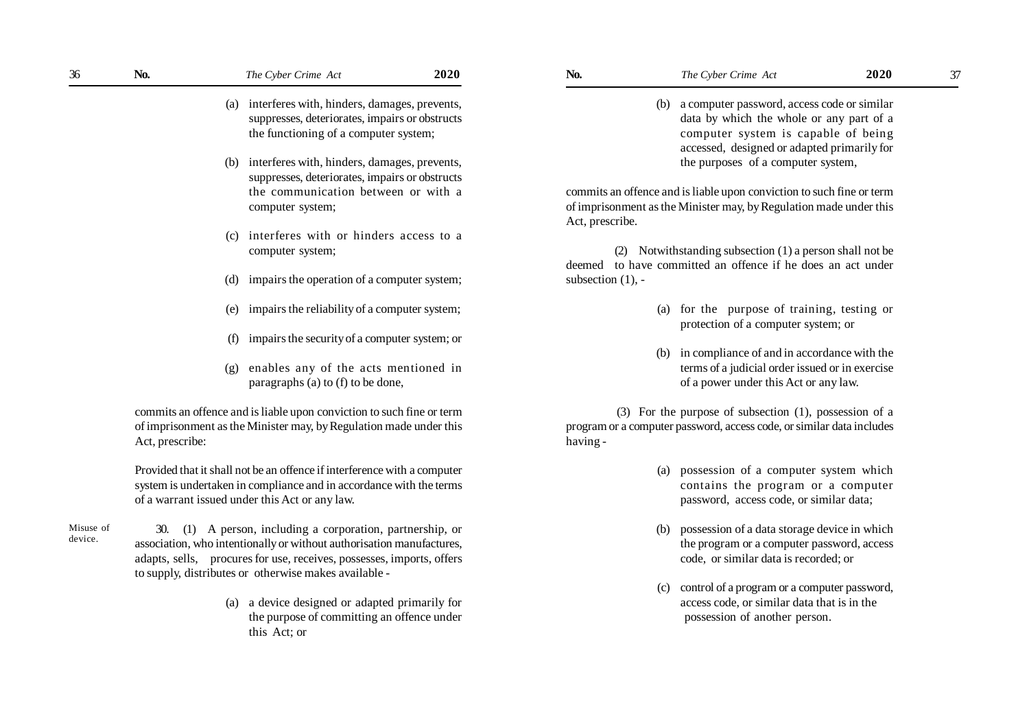(a) interferes with, hinders, damages, prevents, suppresses, deteriorates, impairs or obstructs the functioning of a computer system;

(b) interferes with, hinders, damages, prevents, suppresses, deteriorates, impairs or obstructs the communication between or with a computer system;

(c) interferes with or hinders access to a computer system;

(d) impairs the operation of a computer system;

(e) impairs the reliability of a computer system;

(f) impairs the security of a computer system; or

(g) enables any of the acts mentioned in paragraphs (a) to (f) to be done,

commits an offence and is liable upon conviction to such fine or term of imprisonment as the Minister may, by Regulation made under this Act, prescribe:

Provided that it shall not be an offence if interference with a computer system is undertaken in compliance and in accordance with the terms of a warrant issued under this Act or any law.

Misuse of device.

30. (1) A person, including a corporation, partnership, or association, who intentionally or without authorisation manufactures, adapts, sells, procures for use, receives, possesses, imports, offers to supply, distributes or otherwise makes available -

(a) a device designed or adapted primarily for the purpose of committing an offence under this Act; or

(b) a computer password, access code or similar data by which the whole or any part of a computer system is capable of being accessed, designed or adapted primarily for the purposes of a computer system,

commits an offence and is liable upon conviction to such fine or term of imprisonment as the Minister may, by Regulation made under this Act, prescribe.

(2) Notwithstanding subsection (1) a person shall not be deemed to have committed an offence if he does an act under subsection (1), -

(a) for the purpose of training, testing or protection of a computer system; or

(b) in compliance of and in accordance with the terms of a judicial order issued or in exercise of a power under this Act or any law.

(3) For the purpose of subsection (1), possession of a program or a computer password, access code, or similar data includes having -

(a) possession of a computer system which contains the program or a computer password, access code, or similar data;

(b) possession of a data storage device in which the program or a computer password, access code, or similar data is recorded; or

(c) control of a program or a computer password, access code, or similar data that is in the possession of another person.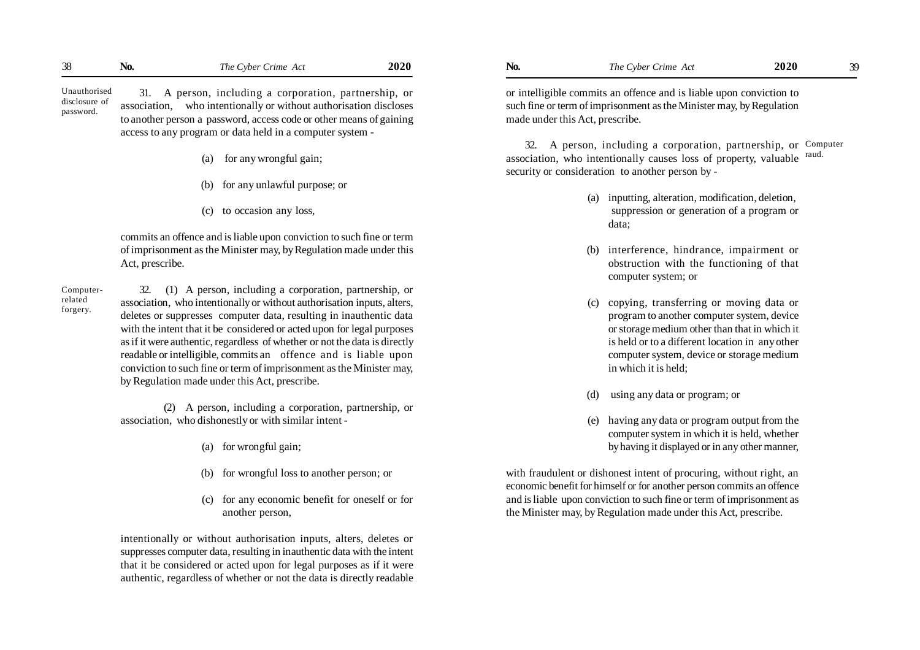**Unauthorised disclosure of password.**

31. A person, including a corporation, partnership, or association, who intentionally or without authorisation discloses to another person a password, access code or other means of gaining access to any program or data held in a computer system -

(a) for any wrongful gain;

(b) for any unlawful purpose; or

(c) to occasion any loss,

commits an offence and is liable upon conviction to such fine or term of imprisonment as the Minister may, by Regulation made under this Act, prescribe.

**Computer-related forgery.**

32. (1) A person, including a corporation, partnership, or association, who intentionally or without authorisation inputs, alters, deletes or suppresses computer data, resulting in inauthentic data with the intent that it be considered or acted upon for legal purposes as if it were authentic, regardless of whether or not the data is directly readable or intelligible, commits an offence and is liable upon conviction to such fine or term of imprisonment as the Minister may, by Regulation made under this Act, prescribe.

(2) A person, including a corporation, partnership, or association, who dishonestly or with similar intent -

(a) for wrongful gain;

(b) for wrongful loss to another person; or

(c) for any economic benefit for oneself or for another person,

intentionally or without authorisation inputs, alters, deletes or suppresses computer data, resulting in inauthentic data with the intent that it be considered or acted upon for legal purposes as if it were authentic, regardless of whether or not the data is directly readable or intelligible commits an offence and is liable upon conviction to such fine or term of imprisonment as the Minister may, by Regulation made under this Act, prescribe.

**Computer raud.**

32. A person, including a corporation, partnership, or association, who intentionally causes loss of property, valuable security or consideration to another person by -

(a) inputting, alteration, modification, deletion, suppression or generation of a program or data;

(b) interference, hindrance, impairment or obstruction with the functioning of that computer system; or

(c) copying, transferring or moving data or program to another computer system, device or storage medium other than that in which it is held or to a different location in any other computer system, device or storage medium in which it is held;

(d) using any data or program; or

(e) having any data or program output from the computer system in which it is held, whether by having it displayed or in any other manner,

with fraudulent or dishonest intent of procuring, without right, an economic benefit for himself or for another person commits an offence and is liable upon conviction to such fine or term of imprisonment as the Minister may, by Regulation made under this Act, prescribe.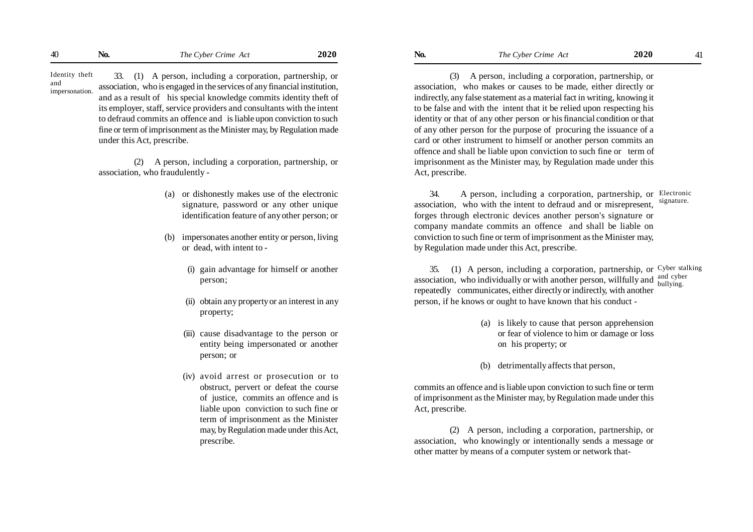**Identity theft and impersonation.**

33. (1) A person, including a corporation, partnership, or association, who is engaged in the services of any financial institution, and as a result of his special knowledge commits identity theft of its employer, staff, service providers and consultants with the intent to defraud commits an offence and is liable upon conviction to such fine or term of imprisonment as the Minister may, by Regulation made under this Act, prescribe.

(2) A person, including a corporation, partnership, or association, who fraudulently -

(a) or dishonestly makes use of the electronic signature, password or any other unique identification feature of any other person; or

(b) impersonates another entity or person, living or dead, with intent to -

(i) gain advantage for himself or another person;

(ii) obtain any property or an interest in any property;

(iii) cause disadvantage to the person or entity being impersonated or another person; or

(iv) avoid arrest or prosecution or to obstruct, pervert or defeat the course of justice, commits an offence and is liable upon conviction to such fine or term of imprisonment as the Minister may, by Regulation made under this Act, prescribe.

(3) A person, including a corporation, partnership, or association, who makes or causes to be made, either directly or indirectly, any false statement as a material fact in writing, knowing it to be false and with the intent that it be relied upon respecting his identity or that of any other person or his financial condition or that of any other person for the purpose of procuring the issuance of a card or other instrument to himself or another person commits an offence and shall be liable upon conviction to such fine or term of imprisonment as the Minister may, by Regulation made under this Act, prescribe.

**Electronic signature.**

34. A person, including a corporation, partnership, or association, who with the intent to defraud and or misrepresent, forges through electronic devices another person's signature or company mandate commits an offence and shall be liable on conviction to such fine or term of imprisonment as the Minister may, by Regulation made under this Act, prescribe.

**Cyber stalking and cyber bullying.**

35. (1) A person, including a corporation, partnership, or association, who individually or with another person, willfully and repeatedly communicates, either directly or indirectly, with another person, if he knows or ought to have known that his conduct -

(a) is likely to cause that person apprehension or fear of violence to him or damage or loss on his property; or

(b) detrimentally affects that person,

commits an offence and is liable upon conviction to such fine or term of imprisonment as the Minister may, by Regulation made under this Act, prescribe.

(2) A person, including a corporation, partnership, or association, who knowingly or intentionally sends a message or other matter by means of a computer system or network that-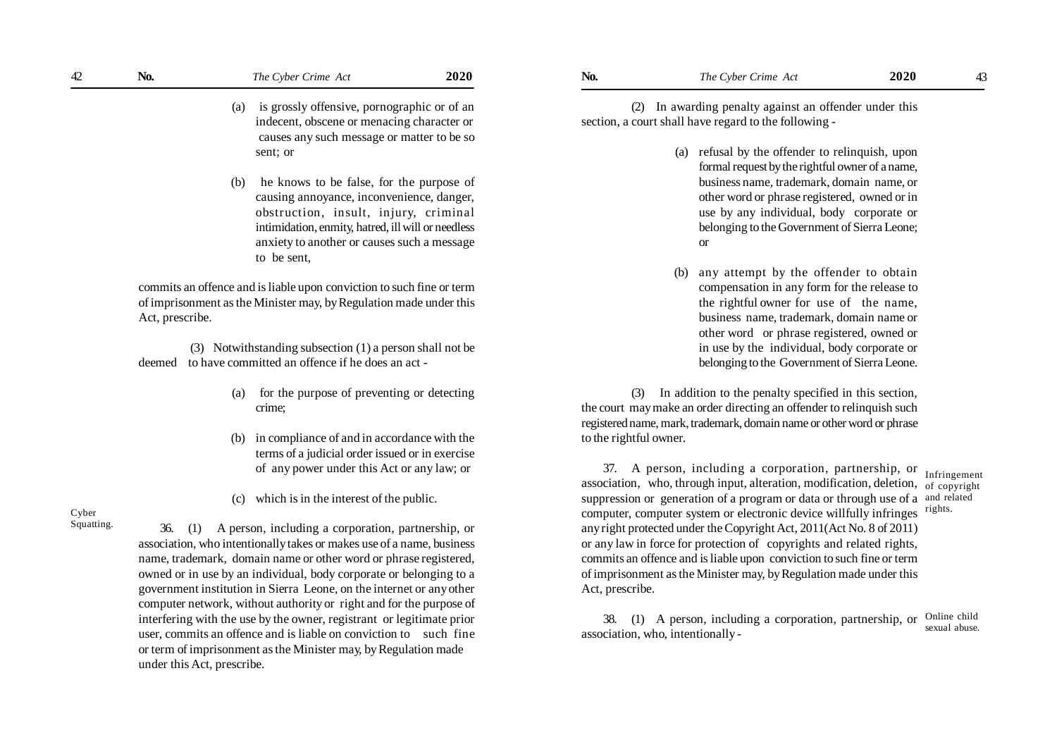(a) is grossly offensive, pornographic or of an indecent, obscene or menacing character or causes any such message or matter to be so sent; or

(b) he knows to be false, for the purpose of causing annoyance, inconvenience, danger, obstruction, insult, injury, criminal intimidation, enmity, hatred, ill will or needless anxiety to another or causes such a message to be sent,

commits an offence and is liable upon conviction to such fine or term of imprisonment as the Minister may, by Regulation made under this Act, prescribe.

(3) Notwithstanding subsection (1) a person shall not be deemed to have committed an offence if he does an act -

(a) for the purpose of preventing or detecting crime;

(b) in compliance of and in accordance with the terms of a judicial order issued or in exercise of any power under this Act or any law; or

(c) which is in the interest of the public.

**Cyber Squatting.**

36. (1) A person, including a corporation, partnership, or association, who intentionally takes or makes use of a name, business name, trademark, domain name or other word or phrase registered, owned or in use by an individual, body corporate or belonging to a government institution in Sierra Leone, on the internet or any other computer network, without authority or right and for the purpose of interfering with the use by the owner, registrant or legitimate prior user, commits an offence and is liable on conviction to such fine or term of imprisonment as the Minister may, by Regulation made under this Act, prescribe.

(2) In awarding penalty against an offender under this section, a court shall have regard to the following -

(a) refusal by the offender to relinquish, upon formal request by the rightful owner of a name, business name, trademark, domain name, or other word or phrase registered, owned or in use by any individual, body corporate or belonging to the Government of Sierra Leone; or

(b) any attempt by the offender to obtain compensation in any form for the release to the rightful owner for use of the name, business name, trademark, domain name or other word or phrase registered, owned or in use by the individual, body corporate or belonging to the Government of Sierra Leone.

(3) In addition to the penalty specified in this section, the court may make an order directing an offender to relinquish such registered name, mark, trademark, domain name or other word or phrase to the rightful owner.

**Infringement of copyright and related rights.**

37. A person, including a corporation, partnership, or association, who, through input, alteration, modification, deletion, suppression or generation of a program or data or through use of a computer, computer system or electronic device willfully infringes any right protected under the Copyright Act, 2011(Act No. 8 of 2011) or any law in force for protection of copyrights and related rights, commits an offence and is liable upon conviction to such fine or term of imprisonment as the Minister may, by Regulation made under this Act, prescribe.

**Online child sexual abuse.**

38. (1) A person, including a corporation, partnership, or association, who, intentionally -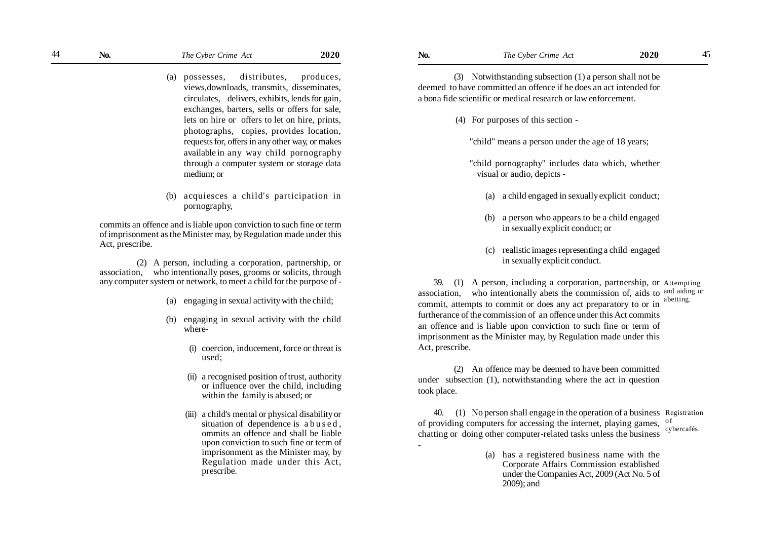(a) possesses, distributes, produces, views,downloads, transmits, disseminates, circulates, delivers, exhibits, lends for gain, exchanges, barters, sells or offers for sale, lets on hire or offers to let on hire, prints, photographs, copies, provides location, requests for, offers in any other way, or makes available in any way child pornography through a computer system or storage data medium; or

(b) acquiesces a child's participation in pornography,

commits an offence and is liable upon conviction to such fine or term of imprisonment as the Minister may, by Regulation made under this Act, prescribe.

(2) A person, including a corporation, partnership, or association, who intentionally poses, grooms or solicits, through any computer system or network, to meet a child for the purpose of -

(a) engaging in sexual activity with the child;

(b) engaging in sexual activity with the child where-

(i) coercion, inducement, force or threat is used;

(ii) a recognised position of trust, authority or influence over the child, including within the family is abused; or

(iii) a child's mental or physical disability or situation of dependence is abused, ommits an offence and shall be liable upon conviction to such fine or term of imprisonment as the Minister may, by Regulation made under this Act, prescribe.

(3) Notwithstanding subsection (1) a person shall not be deemed to have committed an offence if he does an act intended for a bona fide scientific or medical research or law enforcement.

(4) For purposes of this section -

"child" means a person under the age of 18 years;

"child pornography" includes data which, whether visual or audio, depicts -

(a) a child engaged in sexually explicit conduct;

(b) a person who appears to be a child engaged in sexually explicit conduct; or

(c) realistic images representing a child engaged in sexually explicit conduct.

**Attempting and aiding or abetting.**

39. (1) A person, including a corporation, partnership, or association, who intentionally abets the commission of, aids to commit, attempts to commit or does any act preparatory to or in furtherance of the commission of an offence under this Act commits an offence and is liable upon conviction to such fine or term of imprisonment as the Minister may, by Regulation made under this Act, prescribe.

(2) An offence may be deemed to have been committed under subsection (1), notwithstanding where the act in question took place.

**Registration of cybercafés.**

40. (1) No person shall engage in the operation of a business of providing computers for accessing the internet, playing games, chatting or doing other computer-related tasks unless the business -

(a) has a registered business name with the Corporate Affairs Commission established under the Companies Act, 2009 (Act No. 5 of 2009); and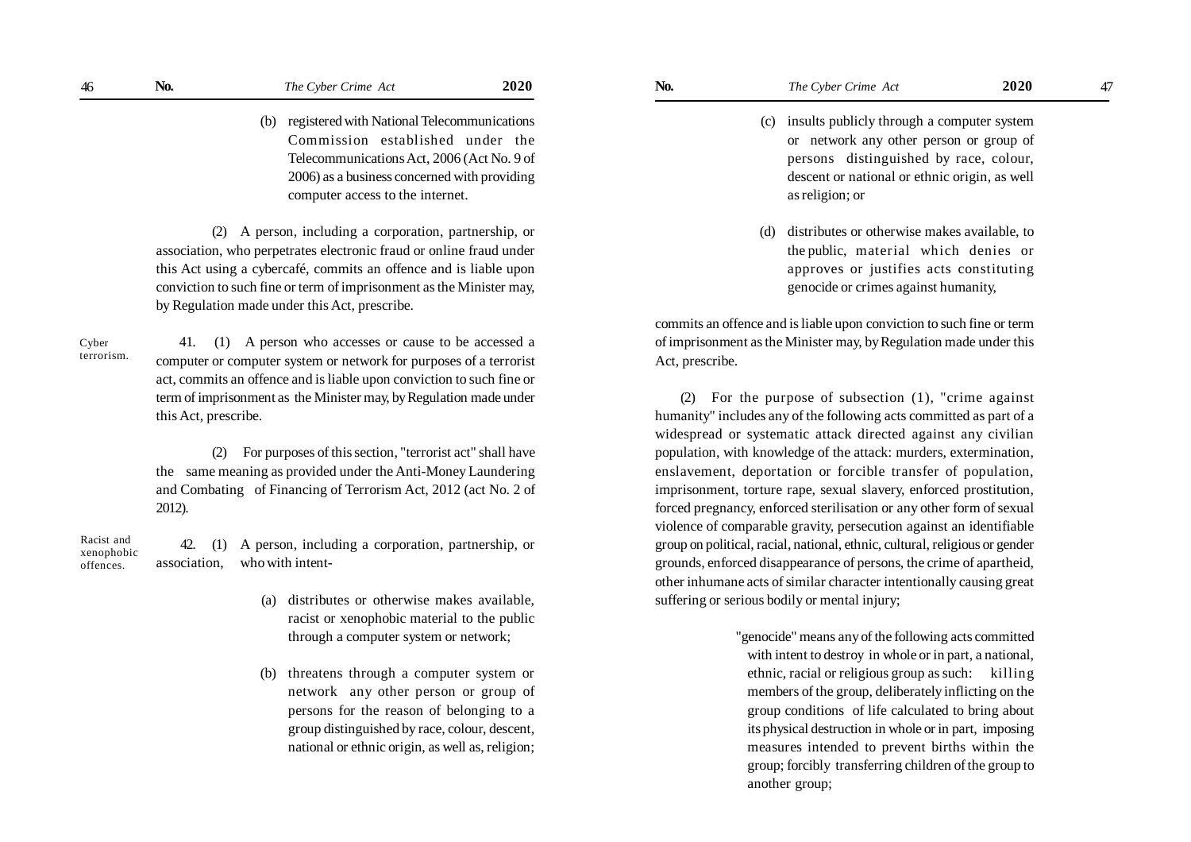(b) registered with National Telecommunications Commission established under the Telecommunications Act, 2006 (Act No. 9 of 2006) as a business concerned with providing computer access to the internet.

(2) A person, including a corporation, partnership, or association, who perpetrates electronic fraud or online fraud under this Act using a cybercafé, commits an offence and is liable upon conviction to such fine or term of imprisonment as the Minister may, by Regulation made under this Act, prescribe.

Cyber terrorism.

41. (1) A person who accesses or cause to be accessed a computer or computer system or network for purposes of a terrorist act, commits an offence and is liable upon conviction to such fine or term of imprisonment as the Minister may, by Regulation made under this Act, prescribe.

(2) For purposes of this section, "terrorist act" shall have the same meaning as provided under the Anti-Money Laundering and Combating of Financing of Terrorism Act, 2012 (act No. 2 of 2012).

Racist and xenophobic offences.

42. (1) A person, including a corporation, partnership, or association, who with intent-

(a) distributes or otherwise makes available, racist or xenophobic material to the public through a computer system or network;

(b) threatens through a computer system or network any other person or group of persons for the reason of belonging to a group distinguished by race, colour, descent, national or ethnic origin, as well as, religion;

(c) insults publicly through a computer system or network any other person or group of persons distinguished by race, colour, descent or national or ethnic origin, as well as religion; or

(d) distributes or otherwise makes available, to the public, material which denies or approves or justifies acts constituting genocide or crimes against humanity,

commits an offence and is liable upon conviction to such fine or term of imprisonment as the Minister may, by Regulation made under this Act, prescribe.

(2) For the purpose of subsection (1), "crime against humanity" includes any of the following acts committed as part of a widespread or systematic attack directed against any civilian population, with knowledge of the attack: murders, extermination, enslavement, deportation or forcible transfer of population, imprisonment, torture rape, sexual slavery, enforced prostitution, forced pregnancy, enforced sterilisation or any other form of sexual violence of comparable gravity, persecution against an identifiable group on political, racial, national, ethnic, cultural, religious or gender grounds, enforced disappearance of persons, the crime of apartheid, other inhumane acts of similar character intentionally causing great suffering or serious bodily or mental injury;

"genocide" means any of the following acts committed with intent to destroy in whole or in part, a national, ethnic, racial or religious group as such: killing members of the group, deliberately inflicting on the group conditions of life calculated to bring about its physical destruction in whole or in part, imposing measures intended to prevent births within the group; forcibly transferring children of the group to another group;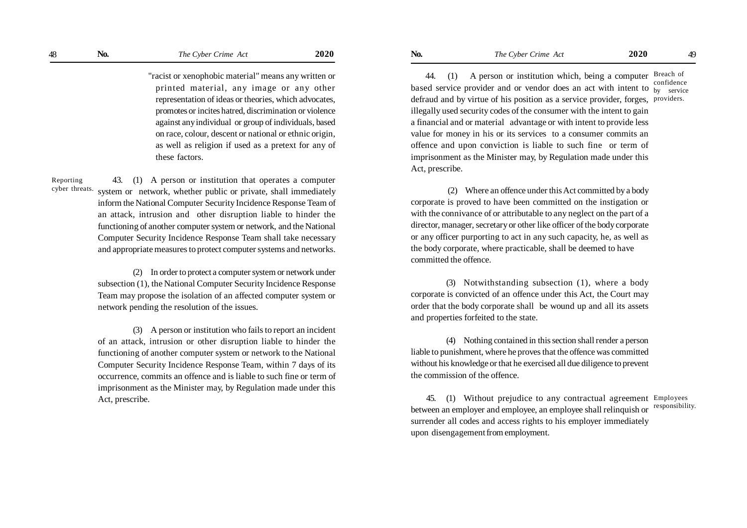"racist or xenophobic material" means any written or printed material, any image or any other representation of ideas or theories, which advocates, promotes or incites hatred, discrimination or violence against any individual or group of individuals, based on race, colour, descent or national or ethnic origin, as well as religion if used as a pretext for any of these factors.

**Reporting cyber threats.**

43. (1) A person or institution that operates a computer system or network, whether public or private, shall immediately inform the National Computer Security Incidence Response Team of an attack, intrusion and other disruption liable to hinder the functioning of another computer system or network, and the National Computer Security Incidence Response Team shall take necessary and appropriate measures to protect computer systems and networks.

(2) In order to protect a computer system or network under subsection (1), the National Computer Security Incidence Response Team may propose the isolation of an affected computer system or network pending the resolution of the issues.

(3) A person or institution who fails to report an incident of an attack, intrusion or other disruption liable to hinder the functioning of another computer system or network to the National Computer Security Incidence Response Team, within 7 days of its occurrence, commits an offence and is liable to such fine or term of imprisonment as the Minister may, by Regulation made under this Act, prescribe.

**Breach of confidence by service providers.**

44. (1) A person or institution which, being a computer based service provider and or vendor does an act with intent to defraud and by virtue of his position as a service provider, forges, illegally used security codes of the consumer with the intent to gain a financial and or material advantage or with intent to provide less value for money in his or its services to a consumer commits an offence and upon conviction is liable to such fine or term of imprisonment as the Minister may, by Regulation made under this Act, prescribe.

(2) Where an offence under this Act committed by a body corporate is proved to have been committed on the instigation or with the connivance of or attributable to any neglect on the part of a director, manager, secretary or other like officer of the body corporate or any officer purporting to act in any such capacity, he, as well as the body corporate, where practicable, shall be deemed to have committed the offence.

(3) Notwithstanding subsection (1), where a body corporate is convicted of an offence under this Act, the Court may order that the body corporate shall be wound up and all its assets and properties forfeited to the state.

(4) Nothing contained in this section shall render a person liable to punishment, where he proves that the offence was committed without his knowledge or that he exercised all due diligence to prevent the commission of the offence.

**Employees responsibility.**

45. (1) Without prejudice to any contractual agreement between an employer and employee, an employee shall relinquish or surrender all codes and access rights to his employer immediately upon disengagement from employment.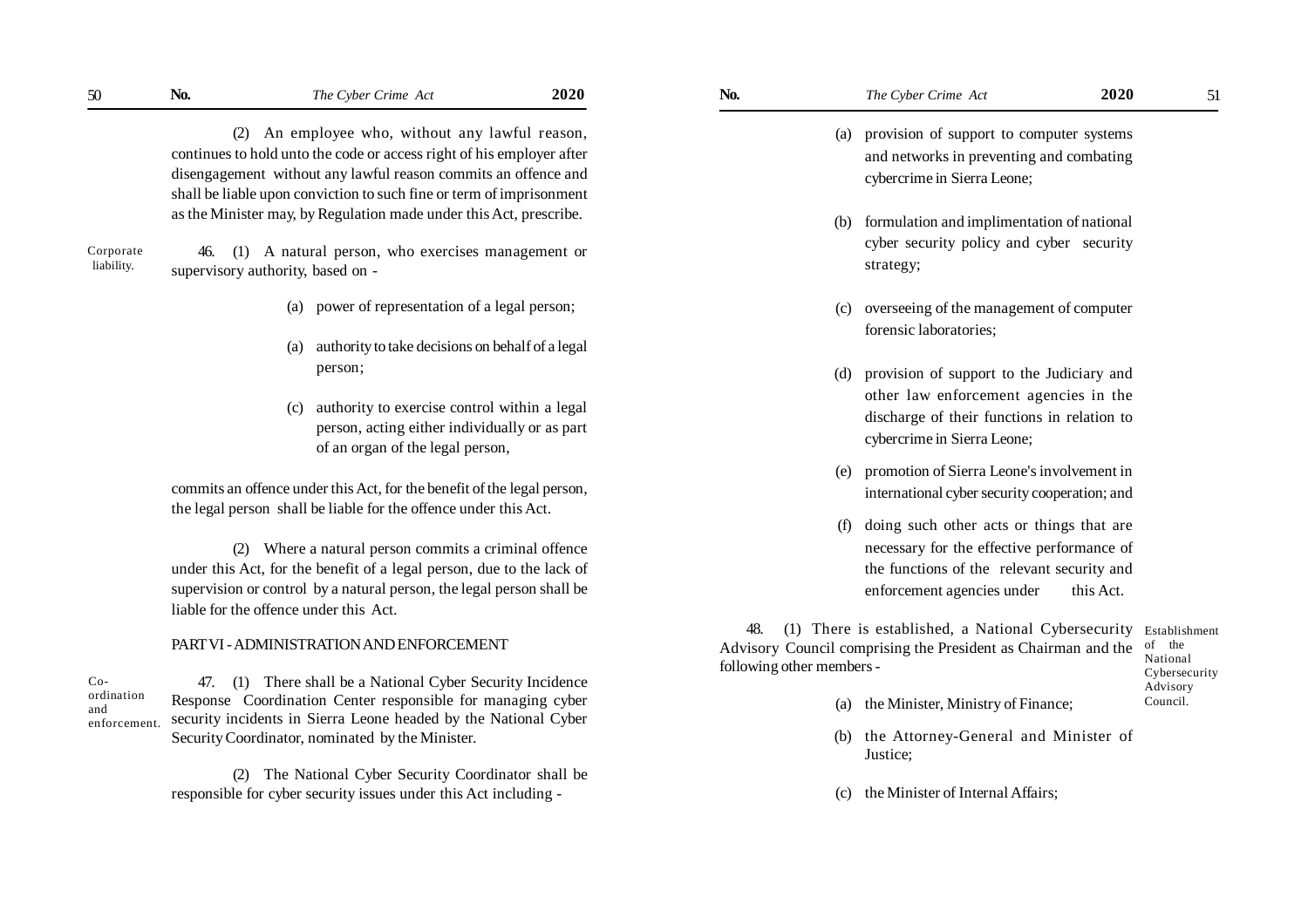(2) An employee who, without any lawful reason, continues to hold unto the code or access right of his employer after disengagement without any lawful reason commits an offence and shall be liable upon conviction to such fine or term of imprisonment as the Minister may, by Regulation made under this Act, prescribe.

Corporate liability.

46. (1) A natural person, who exercises management or supervisory authority, based on -

(a) power of representation of a legal person;

(a) authority to take decisions on behalf of a legal person;

(c) authority to exercise control within a legal person, acting either individually or as part of an organ of the legal person,

commits an offence under this Act, for the benefit of the legal person, the legal person shall be liable for the offence under this Act.

(2) Where a natural person commits a criminal offence under this Act, for the benefit of a legal person, due to the lack of supervision or control by a natural person, the legal person shall be liable for the offence under this Act.

## PART VI - ADMINISTRATION AND ENFORCEMENT

Co-ordination and enforcement.

47. (1) There shall be a National Cyber Security Incidence Response Coordination Center responsible for managing cyber security incidents in Sierra Leone headed by the National Cyber Security Coordinator, nominated by the Minister.

(2) The National Cyber Security Coordinator shall be responsible for cyber security issues under this Act including -

(a) provision of support to computer systems and networks in preventing and combating cybercrime in Sierra Leone;

(b) formulation and implimentation of national cyber security policy and cyber security strategy;

(c) overseeing of the management of computer forensic laboratories;

(d) provision of support to the Judiciary and other law enforcement agencies in the discharge of their functions in relation to cybercrime in Sierra Leone;

(e) promotion of Sierra Leone's involvement in international cyber security cooperation; and

(f) doing such other acts or things that are necessary for the effective performance of the functions of the relevant security and enforcement agencies under this Act.

Establishment of the National Cybersecurity Advisory Council.

48. (1) There is established, a National Cybersecurity Advisory Council comprising the President as Chairman and the following other members -

(a) the Minister, Ministry of Finance;

(b) the Attorney-General and Minister of Justice;

(c) the Minister of Internal Affairs;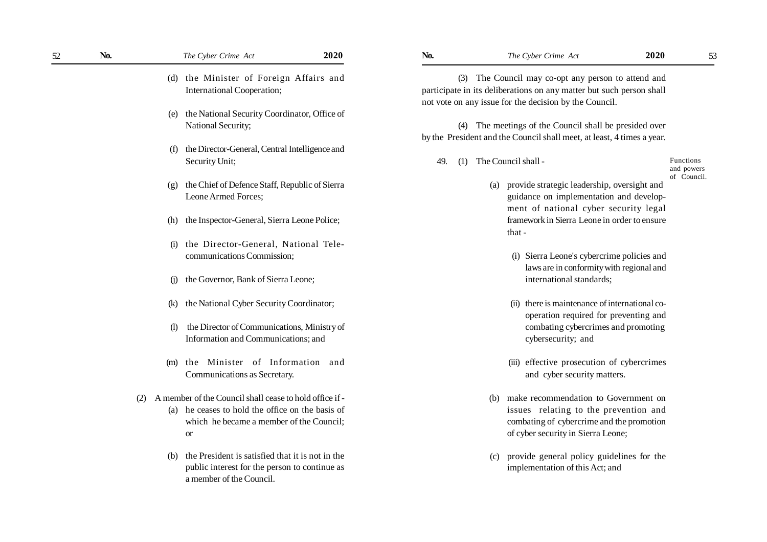(d) the Minister of Foreign Affairs and International Cooperation;

(e) the National Security Coordinator, Office of National Security;

(f) the Director-General, Central Intelligence and Security Unit;

(g) the Chief of Defence Staff, Republic of Sierra Leone Armed Forces;

(h) the Inspector-General, Sierra Leone Police;

(i) the Director-General, National Telecommunications Commission;

(j) the Governor, Bank of Sierra Leone;

(k) the National Cyber Security Coordinator;

(l) the Director of Communications, Ministry of Information and Communications; and

(m) the Minister of Information and Communications as Secretary.

(2) A member of the Council shall cease to hold office if -

(a) he ceases to hold the office on the basis of which he became a member of the Council; or

(b) the President is satisfied that it is not in the public interest for the person to continue as a member of the Council.

(3) The Council may co-opt any person to attend and participate in its deliberations on any matter but such person shall not vote on any issue for the decision by the Council.

(4) The meetings of the Council shall be presided over by the President and the Council shall meet, at least, 4 times a year.

Functions and powers of Council.

49. (1) The Council shall -

(a) provide strategic leadership, oversight and guidance on implementation and development of national cyber security legal framework in Sierra Leone in order to ensure that -

(i) Sierra Leone's cybercrime policies and laws are in conformity with regional and international standards;

(ii) there is maintenance of international co-operation required for preventing and combating cybercrimes and promoting cybersecurity; and

(iii) effective prosecution of cybercrimes and cyber security matters.

(b) make recommendation to Government on issues relating to the prevention and combating of cybercrime and the promotion of cyber security in Sierra Leone;

(c) provide general policy guidelines for the implementation of this Act; and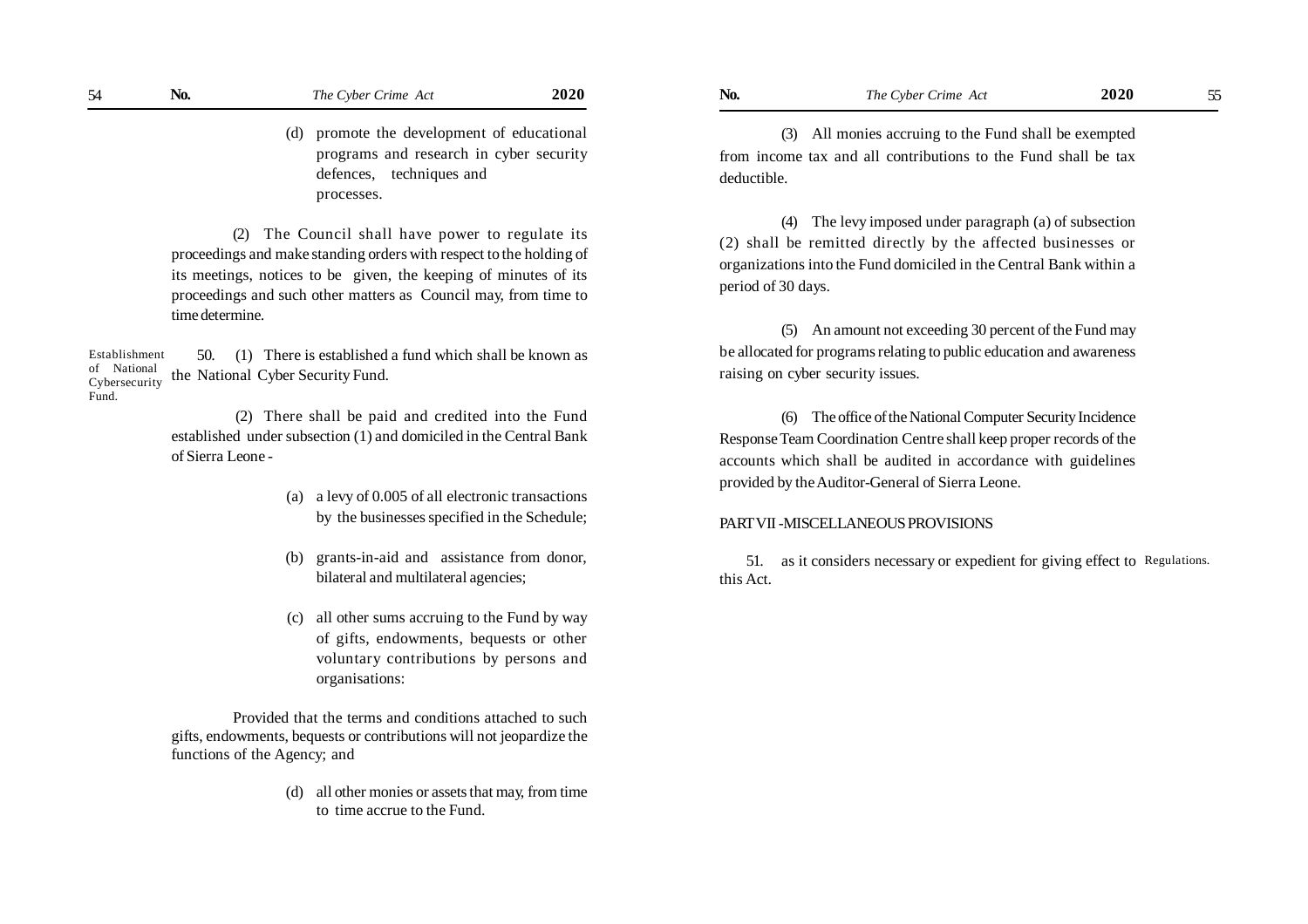(d) promote the development of educational programs and research in cyber security defences, techniques and processes.

(2) The Council shall have power to regulate its proceedings and make standing orders with respect to the holding of its meetings, notices to be given, the keeping of minutes of its proceedings and such other matters as Council may, from time to time determine.

Establishment of National Cybersecurity Fund.

50. (1) There is established a fund which shall be known as the National Cyber Security Fund.

(2) There shall be paid and credited into the Fund established under subsection (1) and domiciled in the Central Bank of Sierra Leone -

(a) a levy of 0.005 of all electronic transactions by the businesses specified in the Schedule;

(b) grants-in-aid and assistance from donor, bilateral and multilateral agencies;

(c) all other sums accruing to the Fund by way of gifts, endowments, bequests or other voluntary contributions by persons and organisations:

Provided that the terms and conditions attached to such gifts, endowments, bequests or contributions will not jeopardize the functions of the Agency; and

(d) all other monies or assets that may, from time to time accrue to the Fund.

(3) All monies accruing to the Fund shall be exempted from income tax and all contributions to the Fund shall be tax deductible.

(4) The levy imposed under paragraph (a) of subsection (2) shall be remitted directly by the affected businesses or organizations into the Fund domiciled in the Central Bank within a period of 30 days.

(5) An amount not exceeding 30 percent of the Fund may be allocated for programs relating to public education and awareness raising on cyber security issues.

(6) The office of the National Computer Security Incidence Response Team Coordination Centre shall keep proper records of the accounts which shall be audited in accordance with guidelines provided by the Auditor-General of Sierra Leone.

## PART VII -MISCELLANEOUS PROVISIONS

Regulations.

51. as it considers necessary or expedient for giving effect to this Act.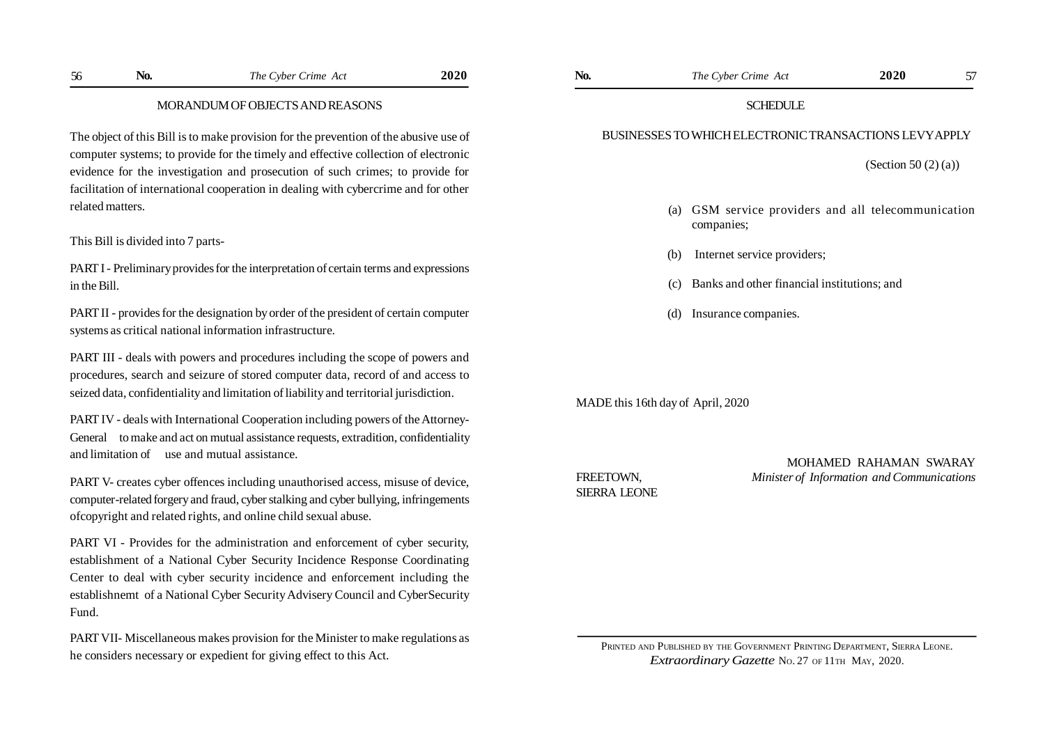## MORANDUM OF OBJECTS AND REASONS

The object of this Bill is to make provision for the prevention of the abusive use of computer systems; to provide for the timely and effective collection of electronic evidence for the investigation and prosecution of such crimes; to provide for facilitation of international cooperation in dealing with cybercrime and for other related matters.

This Bill is divided into 7 parts-

PART I - Preliminary provides for the interpretation of certain terms and expressions in the Bill.

PART II - provides for the designation by order of the president of certain computer systems as critical national information infrastructure.

PART III - deals with powers and procedures including the scope of powers and procedures, search and seizure of stored computer data, record of and access to seized data, confidentiality and limitation of liability and territorial jurisdiction.

PART IV - deals with International Cooperation including powers of the Attorney-General to make and act on mutual assistance requests, extradition, confidentiality and limitation of use and mutual assistance.

PART V- creates cyber offences including unauthorised access, misuse of device, computer-related forgery and fraud, cyber stalking and cyber bullying, infringements ofcopyright and related rights, and online child sexual abuse.

PART VI - Provides for the administration and enforcement of cyber security, establishment of a National Cyber Security Incidence Response Coordinating Center to deal with cyber security incidence and enforcement including the establishnemt of a National Cyber Security Advisery Council and CyberSecurity Fund.

PART VII- Miscellaneous makes provision for the Minister to make regulations as he considers necessary or expedient for giving effect to this Act.

## SCHEDULE

### BUSINESSES TO WHICH ELECTRONIC TRANSACTIONS LEVY APPLY

(Section 50 (2) (a))

(a) GSM service providers and all telecommunication companies;

(b) Internet service providers;

(c) Banks and other financial institutions; and

(d) Insurance companies.

MADE this 16th day of April, 2020

MOHAMED RAHAMAN SWARAY
*Minister of Information and Communications*

FREETOWN,
SIERRA LEONE

PRINTED AND PUBLISHED BY THE GOVERNMENT PRINTING DEPARTMENT, SIERRA LEONE.
*Extraordinary Gazette* No. 27 OF 11TH MAY, 2020.